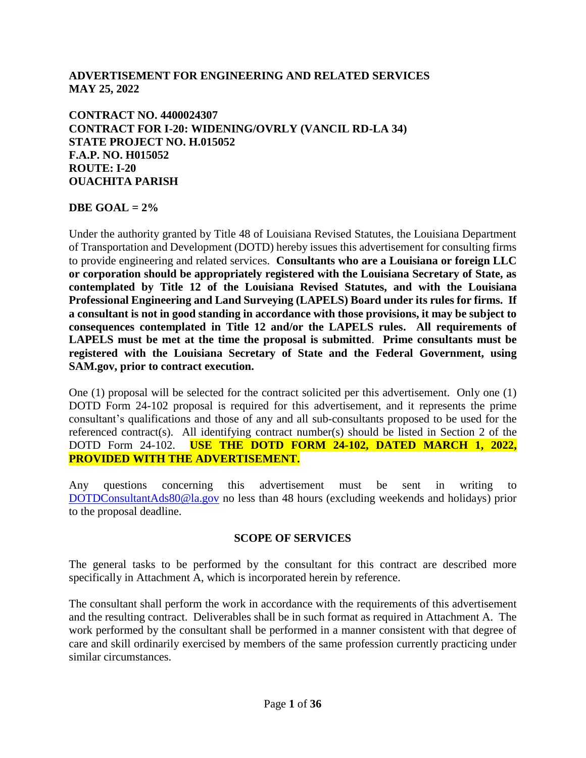**ADVERTISEMENT FOR ENGINEERING AND RELATED SERVICES**
**MAY 25, 2022**

**CONTRACT NO. 4400024307**
**CONTRACT FOR I-20: WIDENING/OVRLY (VANCIL RD-LA 34)**
**STATE PROJECT NO. H.015052**
**F.A.P. NO. H015052**
**ROUTE: I-20**
**OUACHITA PARISH**

**DBE GOAL = 2%**

Under the authority granted by Title 48 of Louisiana Revised Statutes, the Louisiana Department of Transportation and Development (DOTD) hereby issues this advertisement for consulting firms to provide engineering and related services. **Consultants who are a Louisiana or foreign LLC or corporation should be appropriately registered with the Louisiana Secretary of State, as contemplated by Title 12 of the Louisiana Revised Statutes, and with the Louisiana Professional Engineering and Land Surveying (LAPELS) Board under its rules for firms. If a consultant is not in good standing in accordance with those provisions, it may be subject to consequences contemplated in Title 12 and/or the LAPELS rules. All requirements of LAPELS must be met at the time the proposal is submitted**. **Prime consultants must be registered with the Louisiana Secretary of State and the Federal Government, using SAM.gov, prior to contract execution.**

One (1) proposal will be selected for the contract solicited per this advertisement. Only one (1) DOTD Form 24-102 proposal is required for this advertisement, and it represents the prime consultant's qualifications and those of any and all sub-consultants proposed to be used for the referenced contract(s). All identifying contract number(s) should be listed in Section 2 of the DOTD Form 24-102. **USE THE DOTD FORM 24-102, DATED MARCH 1, 2022, PROVIDED WITH THE ADVERTISEMENT.**

Any questions concerning this advertisement must be sent in writing to DOTDConsultantAds80@la.gov no less than 48 hours (excluding weekends and holidays) prior to the proposal deadline.

## SCOPE OF SERVICES

The general tasks to be performed by the consultant for this contract are described more specifically in Attachment A, which is incorporated herein by reference.

The consultant shall perform the work in accordance with the requirements of this advertisement and the resulting contract. Deliverables shall be in such format as required in Attachment A. The work performed by the consultant shall be performed in a manner consistent with that degree of care and skill ordinarily exercised by members of the same profession currently practicing under similar circumstances.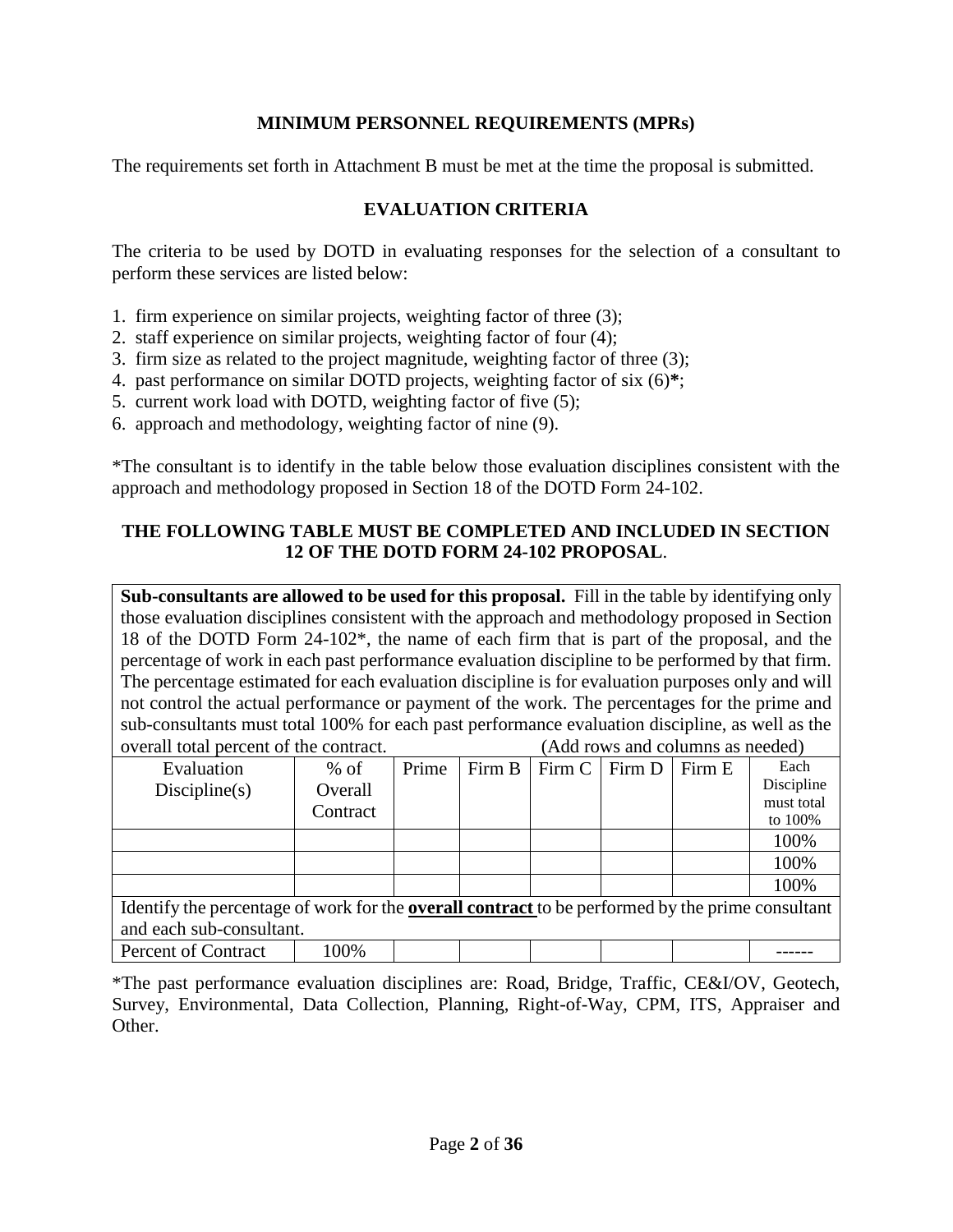## MINIMUM PERSONNEL REQUIREMENTS (MPRs)

The requirements set forth in Attachment B must be met at the time the proposal is submitted.

## EVALUATION CRITERIA

The criteria to be used by DOTD in evaluating responses for the selection of a consultant to perform these services are listed below:

1. firm experience on similar projects, weighting factor of three (3);
2. staff experience on similar projects, weighting factor of four (4);
3. firm size as related to the project magnitude, weighting factor of three (3);
4. past performance on similar DOTD projects, weighting factor of six (6)**\***;
5. current work load with DOTD, weighting factor of five (5);
6. approach and methodology, weighting factor of nine (9).

*The consultant is to identify in the table below those evaluation disciplines consistent with the approach and methodology proposed in Section 18 of the DOTD Form 24-102.

**THE FOLLOWING TABLE MUST BE COMPLETED AND INCLUDED IN SECTION 12 OF THE DOTD FORM 24-102 PROPOSAL**.

**Sub-consultants are allowed to be used for this proposal.** Fill in the table by identifying only those evaluation disciplines consistent with the approach and methodology proposed in Section 18 of the DOTD Form 24-102*, the name of each firm that is part of the proposal, and the percentage of work in each past performance evaluation discipline to be performed by that firm. The percentage estimated for each evaluation discipline is for evaluation purposes only and will not control the actual performance or payment of the work. The percentages for the prime and sub-consultants must total 100% for each past performance evaluation discipline, as well as the overall total percent of the contract. (Add rows and columns as needed)

| Evaluation Discipline(s) | % of Overall Contract | Prime | Firm B | Firm C | Firm D | Firm E | Each Discipline must total to 100% |
|---|---|---|---|---|---|---|---|
| | | | | | | | 100% |
| | | | | | | | 100% |
| | | | | | | | 100% |
| Identify the percentage of work for the **overall contract** to be performed by the prime consultant and each sub-consultant. | | | | | | | |
| Percent of Contract | 100% | | | | | | ------ |

*The past performance evaluation disciplines are: Road, Bridge, Traffic, CE&I/OV, Geotech, Survey, Environmental, Data Collection, Planning, Right-of-Way, CPM, ITS, Appraiser and Other.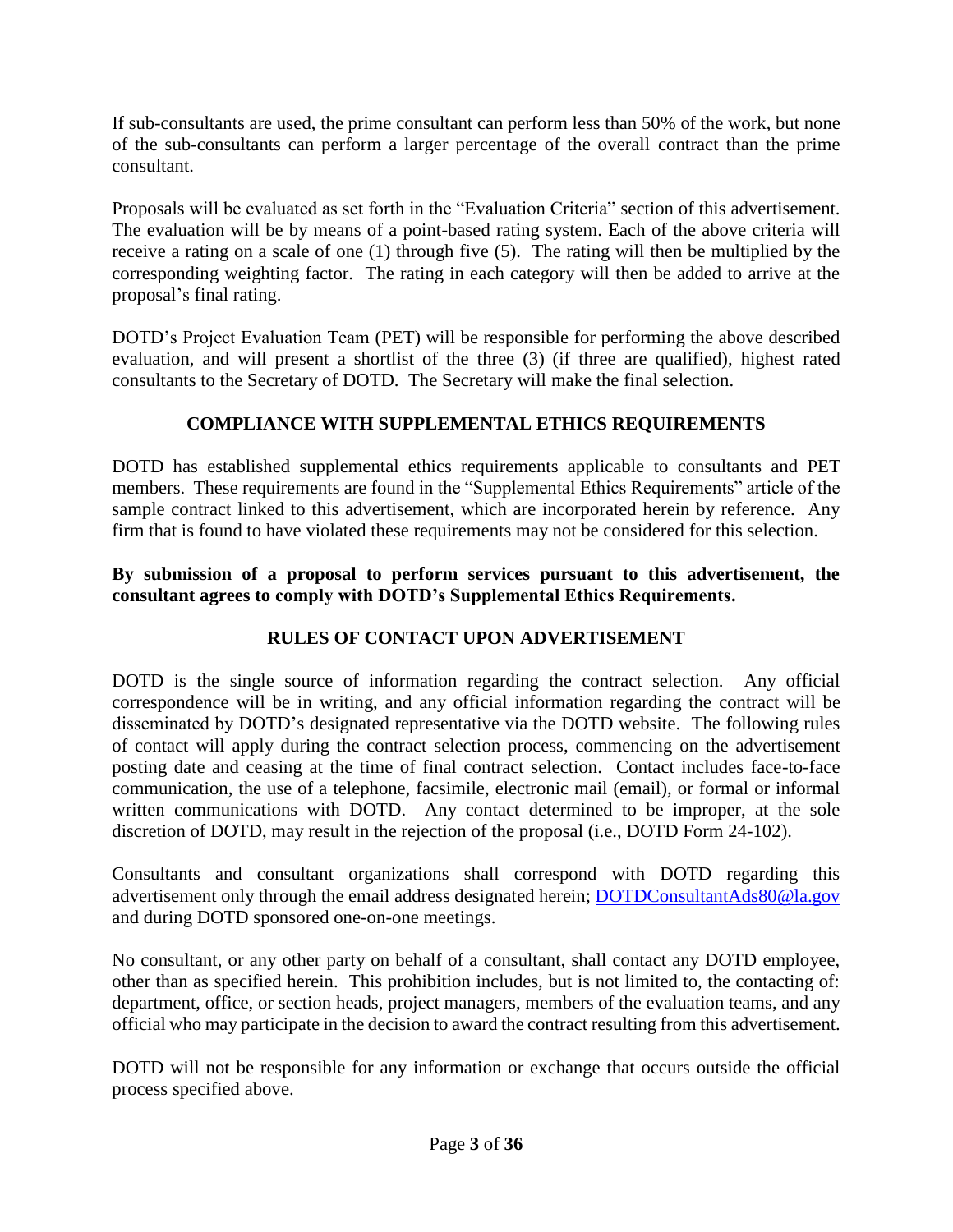If sub-consultants are used, the prime consultant can perform less than 50% of the work, but none of the sub-consultants can perform a larger percentage of the overall contract than the prime consultant.

Proposals will be evaluated as set forth in the "Evaluation Criteria" section of this advertisement. The evaluation will be by means of a point-based rating system. Each of the above criteria will receive a rating on a scale of one (1) through five (5). The rating will then be multiplied by the corresponding weighting factor. The rating in each category will then be added to arrive at the proposal's final rating.

DOTD's Project Evaluation Team (PET) will be responsible for performing the above described evaluation, and will present a shortlist of the three (3) (if three are qualified), highest rated consultants to the Secretary of DOTD. The Secretary will make the final selection.

## COMPLIANCE WITH SUPPLEMENTAL ETHICS REQUIREMENTS

DOTD has established supplemental ethics requirements applicable to consultants and PET members. These requirements are found in the "Supplemental Ethics Requirements" article of the sample contract linked to this advertisement, which are incorporated herein by reference. Any firm that is found to have violated these requirements may not be considered for this selection.

**By submission of a proposal to perform services pursuant to this advertisement, the consultant agrees to comply with DOTD's Supplemental Ethics Requirements.**

## RULES OF CONTACT UPON ADVERTISEMENT

DOTD is the single source of information regarding the contract selection. Any official correspondence will be in writing, and any official information regarding the contract will be disseminated by DOTD's designated representative via the DOTD website. The following rules of contact will apply during the contract selection process, commencing on the advertisement posting date and ceasing at the time of final contract selection. Contact includes face-to-face communication, the use of a telephone, facsimile, electronic mail (email), or formal or informal written communications with DOTD. Any contact determined to be improper, at the sole discretion of DOTD, may result in the rejection of the proposal (i.e., DOTD Form 24-102).

Consultants and consultant organizations shall correspond with DOTD regarding this advertisement only through the email address designated herein; DOTDConsultantAds80@la.gov and during DOTD sponsored one-on-one meetings.

No consultant, or any other party on behalf of a consultant, shall contact any DOTD employee, other than as specified herein. This prohibition includes, but is not limited to, the contacting of: department, office, or section heads, project managers, members of the evaluation teams, and any official who may participate in the decision to award the contract resulting from this advertisement.

DOTD will not be responsible for any information or exchange that occurs outside the official process specified above.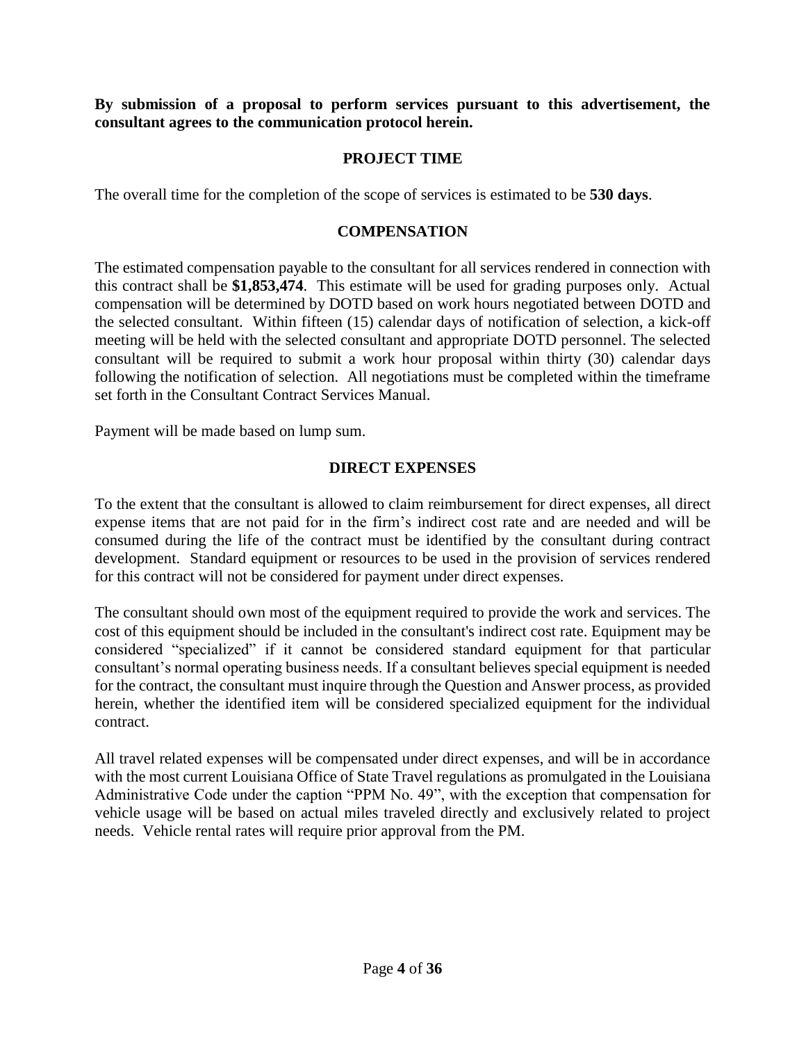**By submission of a proposal to perform services pursuant to this advertisement, the consultant agrees to the communication protocol herein.**

## PROJECT TIME

The overall time for the completion of the scope of services is estimated to be **530 days**.

## COMPENSATION

The estimated compensation payable to the consultant for all services rendered in connection with this contract shall be **$1,853,474**. This estimate will be used for grading purposes only. Actual compensation will be determined by DOTD based on work hours negotiated between DOTD and the selected consultant. Within fifteen (15) calendar days of notification of selection, a kick-off meeting will be held with the selected consultant and appropriate DOTD personnel. The selected consultant will be required to submit a work hour proposal within thirty (30) calendar days following the notification of selection. All negotiations must be completed within the timeframe set forth in the Consultant Contract Services Manual.

Payment will be made based on lump sum.

## DIRECT EXPENSES

To the extent that the consultant is allowed to claim reimbursement for direct expenses, all direct expense items that are not paid for in the firm's indirect cost rate and are needed and will be consumed during the life of the contract must be identified by the consultant during contract development. Standard equipment or resources to be used in the provision of services rendered for this contract will not be considered for payment under direct expenses.

The consultant should own most of the equipment required to provide the work and services. The cost of this equipment should be included in the consultant's indirect cost rate. Equipment may be considered "specialized" if it cannot be considered standard equipment for that particular consultant's normal operating business needs. If a consultant believes special equipment is needed for the contract, the consultant must inquire through the Question and Answer process, as provided herein, whether the identified item will be considered specialized equipment for the individual contract.

All travel related expenses will be compensated under direct expenses, and will be in accordance with the most current Louisiana Office of State Travel regulations as promulgated in the Louisiana Administrative Code under the caption "PPM No. 49", with the exception that compensation for vehicle usage will be based on actual miles traveled directly and exclusively related to project needs. Vehicle rental rates will require prior approval from the PM.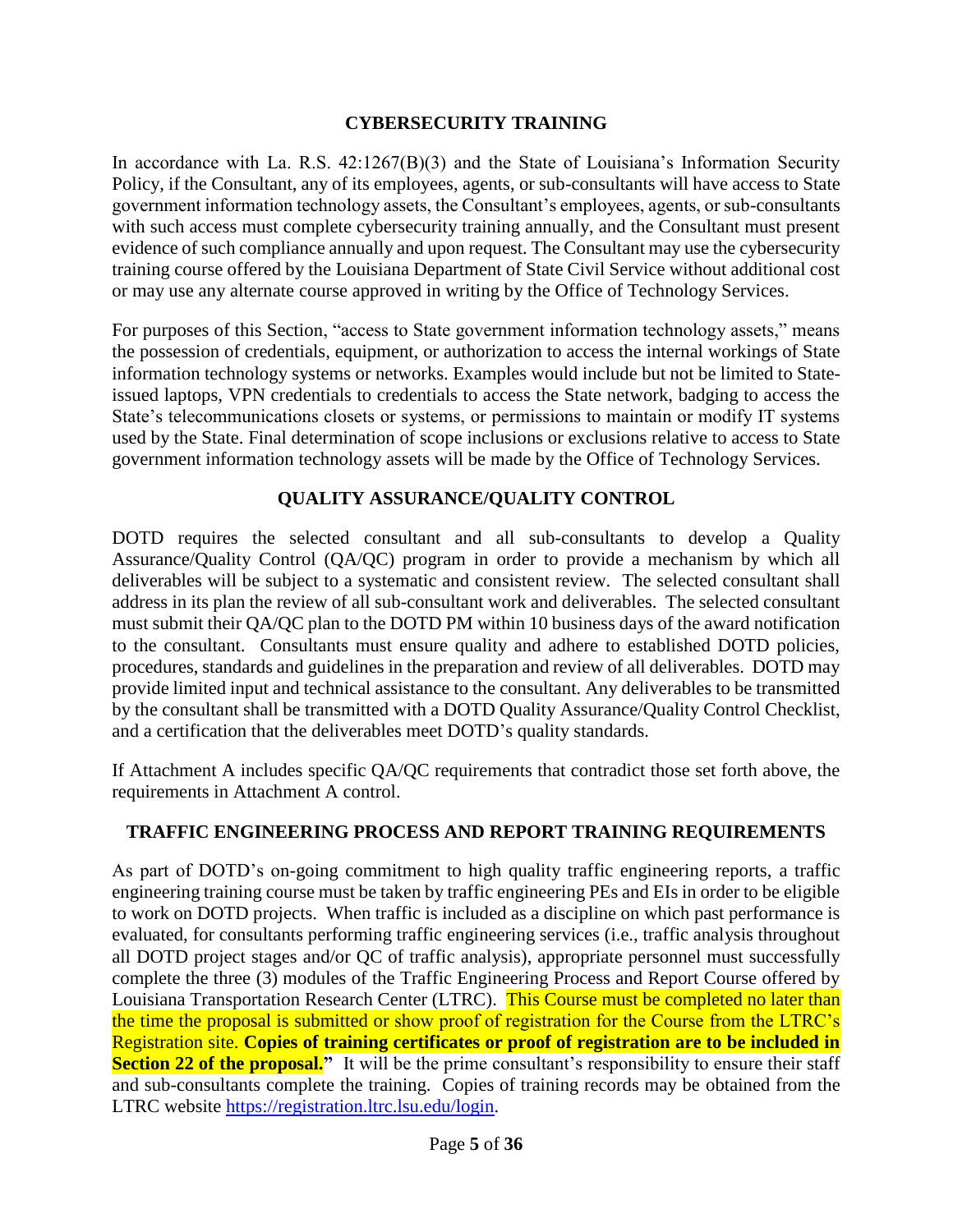## CYBERSECURITY TRAINING

In accordance with La. R.S. 42:1267(B)(3) and the State of Louisiana's Information Security Policy, if the Consultant, any of its employees, agents, or sub-consultants will have access to State government information technology assets, the Consultant's employees, agents, or sub-consultants with such access must complete cybersecurity training annually, and the Consultant must present evidence of such compliance annually and upon request. The Consultant may use the cybersecurity training course offered by the Louisiana Department of State Civil Service without additional cost or may use any alternate course approved in writing by the Office of Technology Services.

For purposes of this Section, "access to State government information technology assets," means the possession of credentials, equipment, or authorization to access the internal workings of State information technology systems or networks. Examples would include but not be limited to State-issued laptops, VPN credentials to credentials to access the State network, badging to access the State's telecommunications closets or systems, or permissions to maintain or modify IT systems used by the State. Final determination of scope inclusions or exclusions relative to access to State government information technology assets will be made by the Office of Technology Services.

## QUALITY ASSURANCE/QUALITY CONTROL

DOTD requires the selected consultant and all sub-consultants to develop a Quality Assurance/Quality Control (QA/QC) program in order to provide a mechanism by which all deliverables will be subject to a systematic and consistent review. The selected consultant shall address in its plan the review of all sub-consultant work and deliverables. The selected consultant must submit their QA/QC plan to the DOTD PM within 10 business days of the award notification to the consultant. Consultants must ensure quality and adhere to established DOTD policies, procedures, standards and guidelines in the preparation and review of all deliverables. DOTD may provide limited input and technical assistance to the consultant. Any deliverables to be transmitted by the consultant shall be transmitted with a DOTD Quality Assurance/Quality Control Checklist, and a certification that the deliverables meet DOTD's quality standards.

If Attachment A includes specific QA/QC requirements that contradict those set forth above, the requirements in Attachment A control.

## TRAFFIC ENGINEERING PROCESS AND REPORT TRAINING REQUIREMENTS

As part of DOTD's on-going commitment to high quality traffic engineering reports, a traffic engineering training course must be taken by traffic engineering PEs and EIs in order to be eligible to work on DOTD projects. When traffic is included as a discipline on which past performance is evaluated, for consultants performing traffic engineering services (i.e., traffic analysis throughout all DOTD project stages and/or QC of traffic analysis), appropriate personnel must successfully complete the three (3) modules of the Traffic Engineering Process and Report Course offered by Louisiana Transportation Research Center (LTRC). This Course must be completed no later than the time the proposal is submitted or show proof of registration for the Course from the LTRC's Registration site. **Copies of training certificates or proof of registration are to be included in Section 22 of the proposal."** It will be the prime consultant's responsibility to ensure their staff and sub-consultants complete the training. Copies of training records may be obtained from the LTRC website https://registration.ltrc.lsu.edu/login.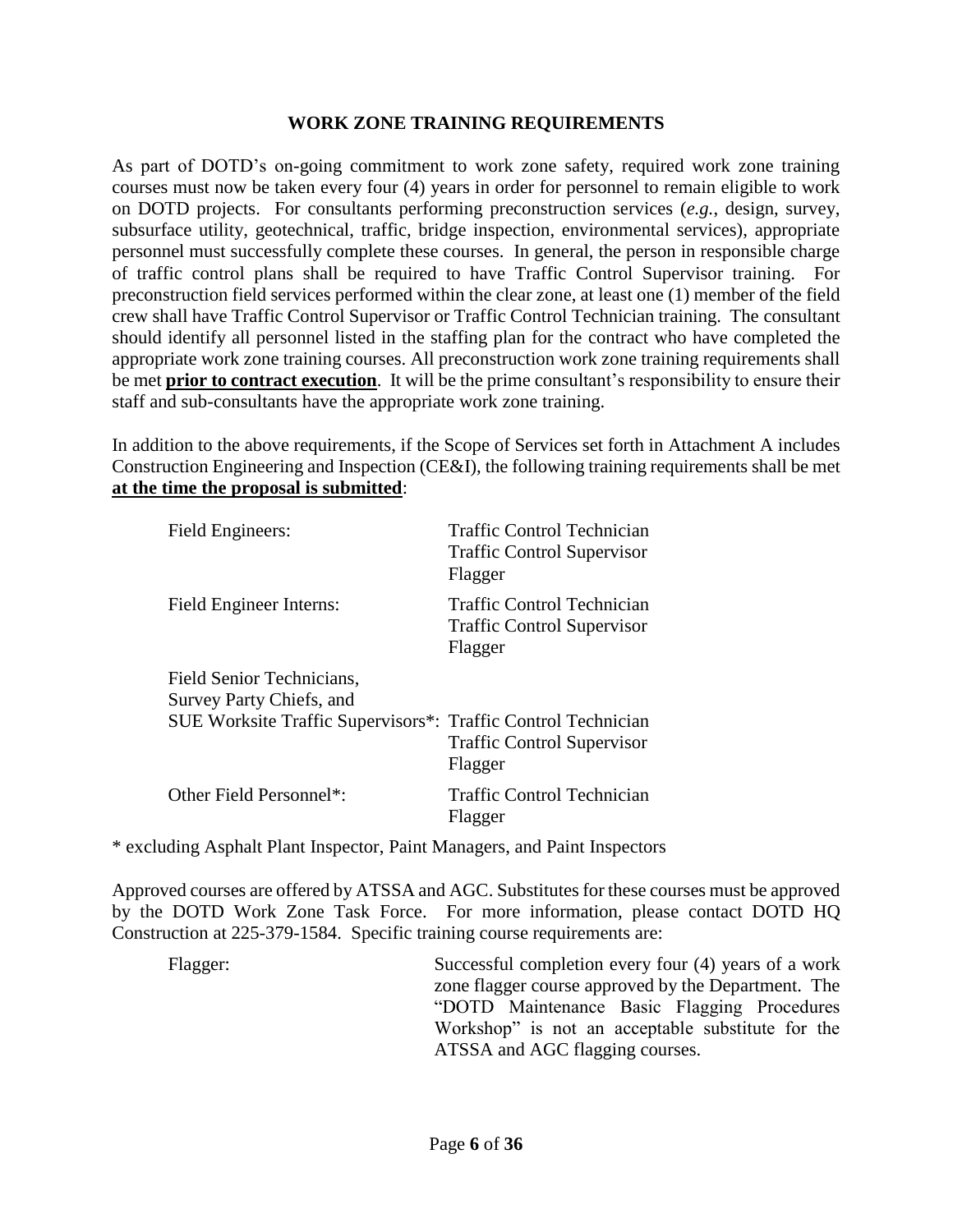## WORK ZONE TRAINING REQUIREMENTS

As part of DOTD's on-going commitment to work zone safety, required work zone training courses must now be taken every four (4) years in order for personnel to remain eligible to work on DOTD projects. For consultants performing preconstruction services (*e.g.*, design, survey, subsurface utility, geotechnical, traffic, bridge inspection, environmental services), appropriate personnel must successfully complete these courses. In general, the person in responsible charge of traffic control plans shall be required to have Traffic Control Supervisor training. For preconstruction field services performed within the clear zone, at least one (1) member of the field crew shall have Traffic Control Supervisor or Traffic Control Technician training. The consultant should identify all personnel listed in the staffing plan for the contract who have completed the appropriate work zone training courses. All preconstruction work zone training requirements shall be met **<u>prior to contract execution</u>**. It will be the prime consultant's responsibility to ensure their staff and sub-consultants have the appropriate work zone training.

In addition to the above requirements, if the Scope of Services set forth in Attachment A includes Construction Engineering and Inspection (CE&I), the following training requirements shall be met **<u>at the time the proposal is submitted</u>**:

| Personnel | Required Training |
|---|---|
| Field Engineers: | Traffic Control Technician<br>Traffic Control Supervisor<br>Flagger |
| Field Engineer Interns: | Traffic Control Technician<br>Traffic Control Supervisor<br>Flagger |
| Field Senior Technicians,<br>Survey Party Chiefs, and<br>SUE Worksite Traffic Supervisors*: | Traffic Control Technician<br>Traffic Control Supervisor<br>Flagger |
| Other Field Personnel*: | Traffic Control Technician<br>Flagger |

\* excluding Asphalt Plant Inspector, Paint Managers, and Paint Inspectors

Approved courses are offered by ATSSA and AGC. Substitutes for these courses must be approved by the DOTD Work Zone Task Force. For more information, please contact DOTD HQ Construction at 225-379-1584. Specific training course requirements are:

| Course | Requirement |
|---|---|
| Flagger: | Successful completion every four (4) years of a work zone flagger course approved by the Department. The "DOTD Maintenance Basic Flagging Procedures Workshop" is not an acceptable substitute for the ATSSA and AGC flagging courses. |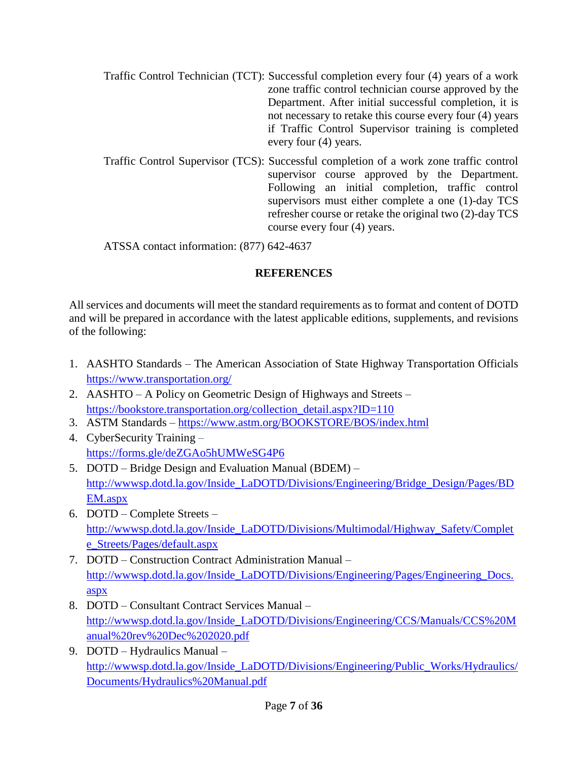Traffic Control Technician (TCT): Successful completion every four (4) years of a work zone traffic control technician course approved by the Department. After initial successful completion, it is not necessary to retake this course every four (4) years if Traffic Control Supervisor training is completed every four (4) years.

Traffic Control Supervisor (TCS): Successful completion of a work zone traffic control supervisor course approved by the Department. Following an initial completion, traffic control supervisors must either complete a one (1)-day TCS refresher course or retake the original two (2)-day TCS course every four (4) years.

ATSSA contact information: (877) 642-4637

## REFERENCES

All services and documents will meet the standard requirements as to format and content of DOTD and will be prepared in accordance with the latest applicable editions, supplements, and revisions of the following:

1. AASHTO Standards – The American Association of State Highway Transportation Officials https://www.transportation.org/
2. AASHTO – A Policy on Geometric Design of Highways and Streets – https://bookstore.transportation.org/collection_detail.aspx?ID=110
3. ASTM Standards – https://www.astm.org/BOOKSTORE/BOS/index.html
4. CyberSecurity Training – https://forms.gle/deZGAo5hUMWeSG4P6
5. DOTD – Bridge Design and Evaluation Manual (BDEM) – http://wwwsp.dotd.la.gov/Inside_LaDOTD/Divisions/Engineering/Bridge_Design/Pages/BDEM.aspx
6. DOTD – Complete Streets – http://wwwsp.dotd.la.gov/Inside_LaDOTD/Divisions/Multimodal/Highway_Safety/Complete_Streets/Pages/default.aspx
7. DOTD – Construction Contract Administration Manual – http://wwwsp.dotd.la.gov/Inside_LaDOTD/Divisions/Engineering/Pages/Engineering_Docs.aspx
8. DOTD – Consultant Contract Services Manual – http://wwwsp.dotd.la.gov/Inside_LaDOTD/Divisions/Engineering/CCS/Manuals/CCS%20Manual%20rev%20Dec%202020.pdf
9. DOTD – Hydraulics Manual – http://wwwsp.dotd.la.gov/Inside_LaDOTD/Divisions/Engineering/Public_Works/Hydraulics/Documents/Hydraulics%20Manual.pdf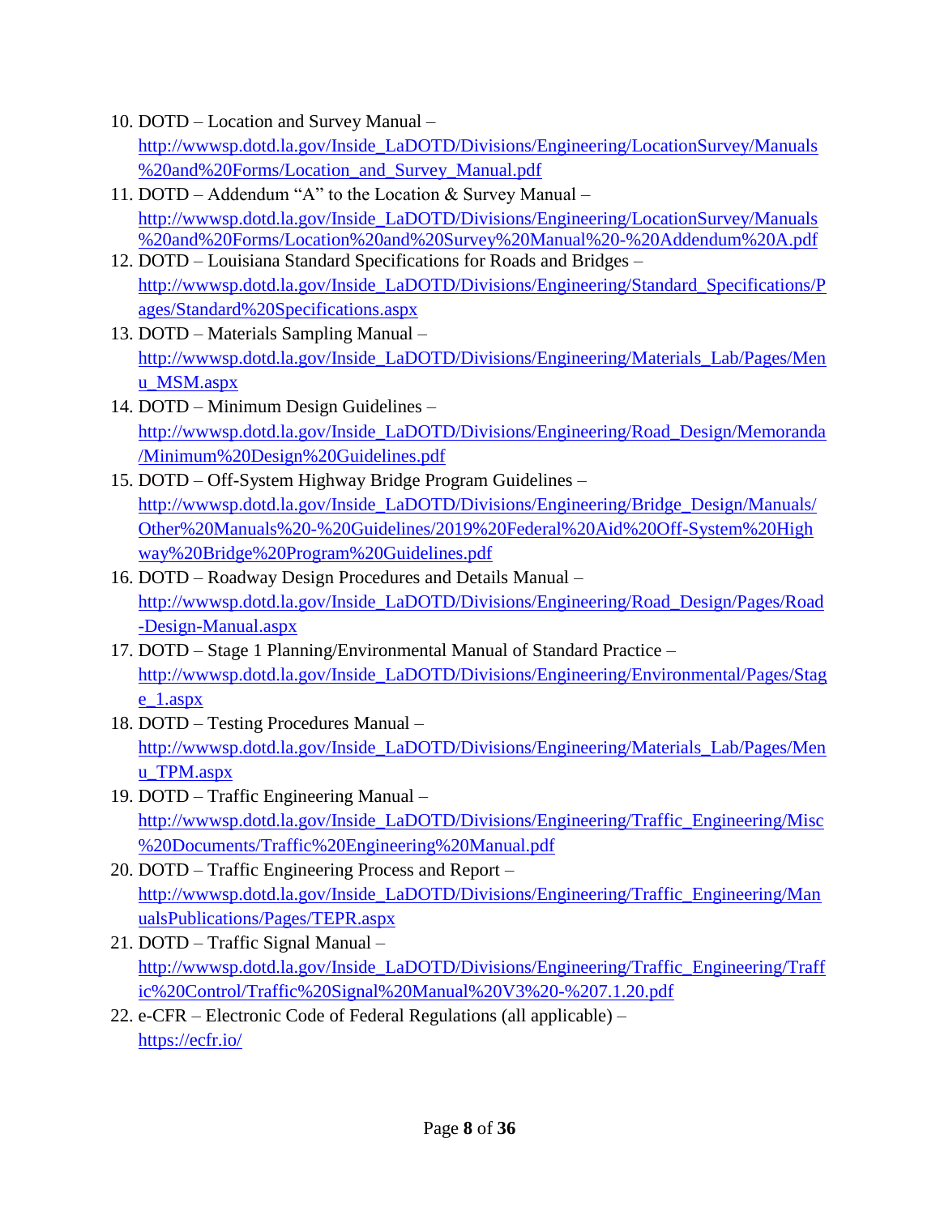10. DOTD – Location and Survey Manual – http://wwwsp.dotd.la.gov/Inside_LaDOTD/Divisions/Engineering/LocationSurvey/Manuals%20and%20Forms/Location_and_Survey_Manual.pdf
11. DOTD – Addendum "A" to the Location & Survey Manual – http://wwwsp.dotd.la.gov/Inside_LaDOTD/Divisions/Engineering/LocationSurvey/Manuals%20and%20Forms/Location%20and%20Survey%20Manual%20-%20Addendum%20A.pdf
12. DOTD – Louisiana Standard Specifications for Roads and Bridges – http://wwwsp.dotd.la.gov/Inside_LaDOTD/Divisions/Engineering/Standard_Specifications/Pages/Standard%20Specifications.aspx
13. DOTD – Materials Sampling Manual – http://wwwsp.dotd.la.gov/Inside_LaDOTD/Divisions/Engineering/Materials_Lab/Pages/Menu_MSM.aspx
14. DOTD – Minimum Design Guidelines – http://wwwsp.dotd.la.gov/Inside_LaDOTD/Divisions/Engineering/Road_Design/Memoranda/Minimum%20Design%20Guidelines.pdf
15. DOTD – Off-System Highway Bridge Program Guidelines – http://wwwsp.dotd.la.gov/Inside_LaDOTD/Divisions/Engineering/Bridge_Design/Manuals/Other%20Manuals%20-%20Guidelines/2019%20Federal%20Aid%20Off-System%20Highway%20Bridge%20Program%20Guidelines.pdf
16. DOTD – Roadway Design Procedures and Details Manual – http://wwwsp.dotd.la.gov/Inside_LaDOTD/Divisions/Engineering/Road_Design/Pages/Road-Design-Manual.aspx
17. DOTD – Stage 1 Planning/Environmental Manual of Standard Practice – http://wwwsp.dotd.la.gov/Inside_LaDOTD/Divisions/Engineering/Environmental/Pages/Stage_1.aspx
18. DOTD – Testing Procedures Manual – http://wwwsp.dotd.la.gov/Inside_LaDOTD/Divisions/Engineering/Materials_Lab/Pages/Menu_TPM.aspx
19. DOTD – Traffic Engineering Manual – http://wwwsp.dotd.la.gov/Inside_LaDOTD/Divisions/Engineering/Traffic_Engineering/Misc%20Documents/Traffic%20Engineering%20Manual.pdf
20. DOTD – Traffic Engineering Process and Report – http://wwwsp.dotd.la.gov/Inside_LaDOTD/Divisions/Engineering/Traffic_Engineering/ManualsPublications/Pages/TEPR.aspx
21. DOTD – Traffic Signal Manual – http://wwwsp.dotd.la.gov/Inside_LaDOTD/Divisions/Engineering/Traffic_Engineering/Traffic%20Control/Traffic%20Signal%20Manual%20V3%20-%207.1.20.pdf
22. e-CFR – Electronic Code of Federal Regulations (all applicable) – https://ecfr.io/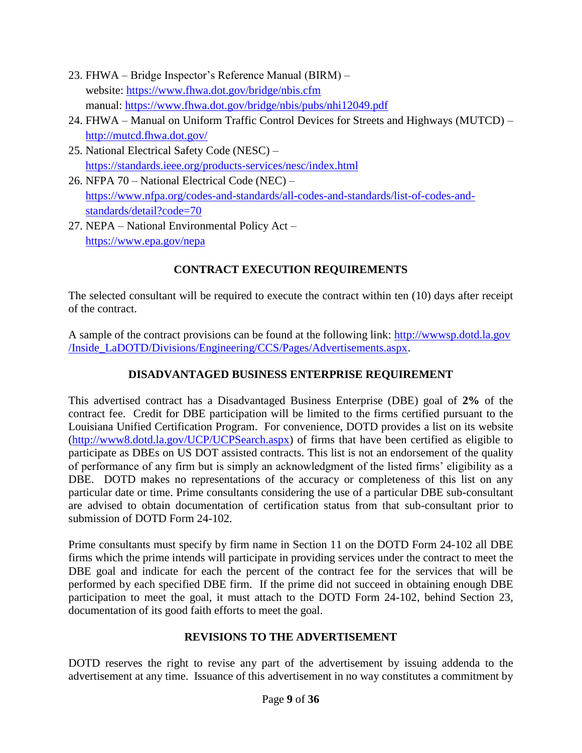23. FHWA – Bridge Inspector's Reference Manual (BIRM) –
    website: https://www.fhwa.dot.gov/bridge/nbis.cfm
    manual: https://www.fhwa.dot.gov/bridge/nbis/pubs/nhi12049.pdf
24. FHWA – Manual on Uniform Traffic Control Devices for Streets and Highways (MUTCD) – http://mutcd.fhwa.dot.gov/
25. National Electrical Safety Code (NESC) – https://standards.ieee.org/products-services/nesc/index.html
26. NFPA 70 – National Electrical Code (NEC) – https://www.nfpa.org/codes-and-standards/all-codes-and-standards/list-of-codes-and-standards/detail?code=70
27. NEPA – National Environmental Policy Act – https://www.epa.gov/nepa

## CONTRACT EXECUTION REQUIREMENTS

The selected consultant will be required to execute the contract within ten (10) days after receipt of the contract.

A sample of the contract provisions can be found at the following link: http://wwwsp.dotd.la.gov/Inside_LaDOTD/Divisions/Engineering/CCS/Pages/Advertisements.aspx.

## DISADVANTAGED BUSINESS ENTERPRISE REQUIREMENT

This advertised contract has a Disadvantaged Business Enterprise (DBE) goal of **2%** of the contract fee. Credit for DBE participation will be limited to the firms certified pursuant to the Louisiana Unified Certification Program. For convenience, DOTD provides a list on its website (http://www8.dotd.la.gov/UCP/UCPSearch.aspx) of firms that have been certified as eligible to participate as DBEs on US DOT assisted contracts. This list is not an endorsement of the quality of performance of any firm but is simply an acknowledgment of the listed firms' eligibility as a DBE. DOTD makes no representations of the accuracy or completeness of this list on any particular date or time. Prime consultants considering the use of a particular DBE sub-consultant are advised to obtain documentation of certification status from that sub-consultant prior to submission of DOTD Form 24-102.

Prime consultants must specify by firm name in Section 11 on the DOTD Form 24-102 all DBE firms which the prime intends will participate in providing services under the contract to meet the DBE goal and indicate for each the percent of the contract fee for the services that will be performed by each specified DBE firm. If the prime did not succeed in obtaining enough DBE participation to meet the goal, it must attach to the DOTD Form 24-102, behind Section 23, documentation of its good faith efforts to meet the goal.

## REVISIONS TO THE ADVERTISEMENT

DOTD reserves the right to revise any part of the advertisement by issuing addenda to the advertisement at any time. Issuance of this advertisement in no way constitutes a commitment by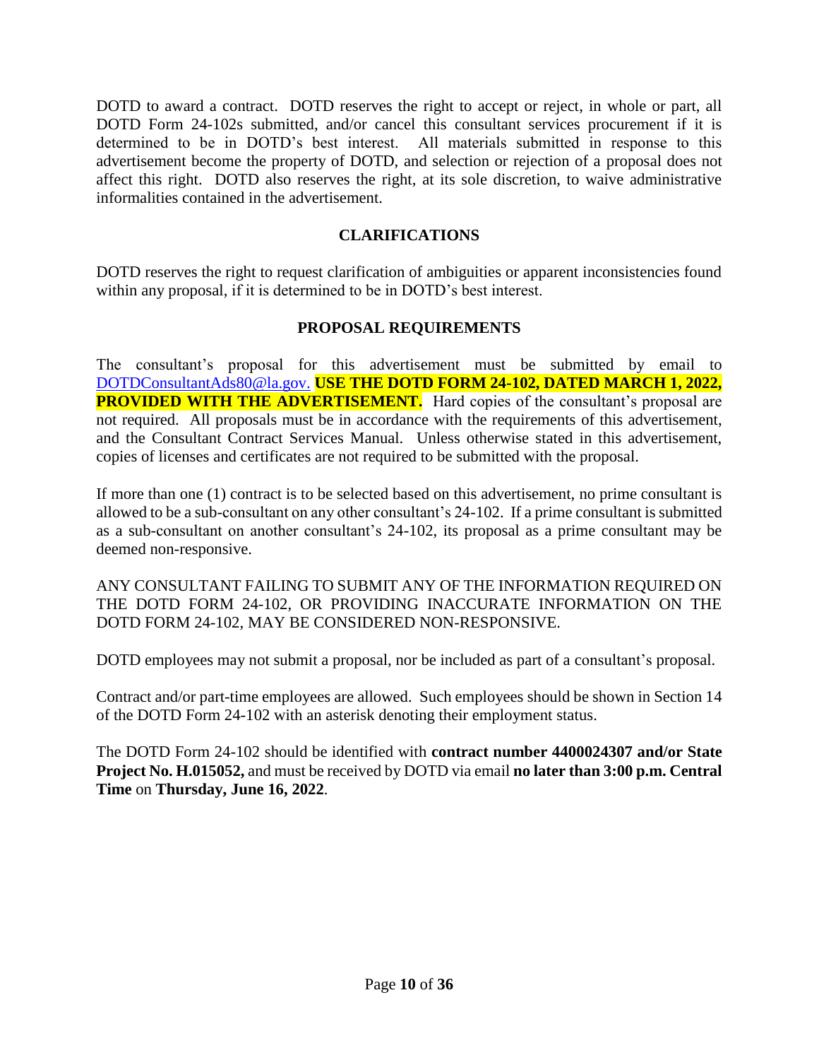DOTD to award a contract. DOTD reserves the right to accept or reject, in whole or part, all DOTD Form 24-102s submitted, and/or cancel this consultant services procurement if it is determined to be in DOTD's best interest. All materials submitted in response to this advertisement become the property of DOTD, and selection or rejection of a proposal does not affect this right. DOTD also reserves the right, at its sole discretion, to waive administrative informalities contained in the advertisement.

## CLARIFICATIONS

DOTD reserves the right to request clarification of ambiguities or apparent inconsistencies found within any proposal, if it is determined to be in DOTD's best interest.

## PROPOSAL REQUIREMENTS

The consultant's proposal for this advertisement must be submitted by email to DOTDConsultantAds80@la.gov. **USE THE DOTD FORM 24-102, DATED MARCH 1, 2022, PROVIDED WITH THE ADVERTISEMENT.** Hard copies of the consultant's proposal are not required. All proposals must be in accordance with the requirements of this advertisement, and the Consultant Contract Services Manual. Unless otherwise stated in this advertisement, copies of licenses and certificates are not required to be submitted with the proposal.

If more than one (1) contract is to be selected based on this advertisement, no prime consultant is allowed to be a sub-consultant on any other consultant's 24-102. If a prime consultant is submitted as a sub-consultant on another consultant's 24-102, its proposal as a prime consultant may be deemed non-responsive.

ANY CONSULTANT FAILING TO SUBMIT ANY OF THE INFORMATION REQUIRED ON THE DOTD FORM 24-102, OR PROVIDING INACCURATE INFORMATION ON THE DOTD FORM 24-102, MAY BE CONSIDERED NON-RESPONSIVE.

DOTD employees may not submit a proposal, nor be included as part of a consultant's proposal.

Contract and/or part-time employees are allowed. Such employees should be shown in Section 14 of the DOTD Form 24-102 with an asterisk denoting their employment status.

The DOTD Form 24-102 should be identified with **contract number 4400024307 and/or State Project No. H.015052,** and must be received by DOTD via email **no later than 3:00 p.m. Central Time** on **Thursday, June 16, 2022**.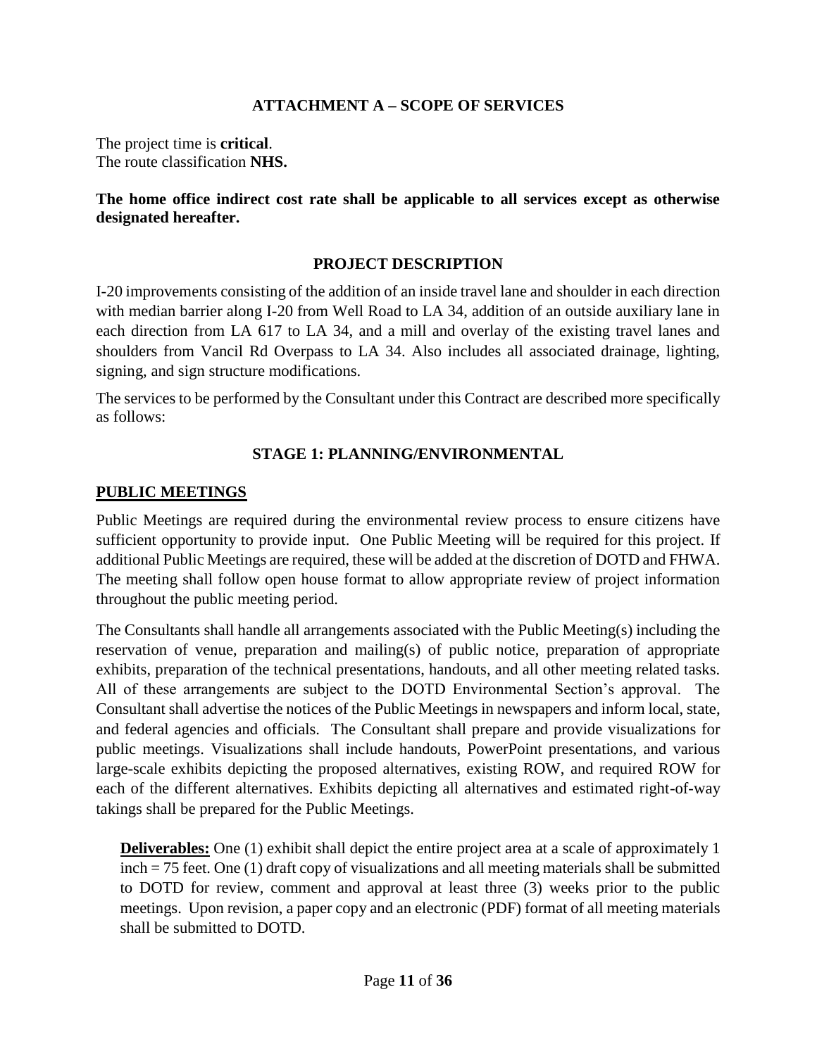## ATTACHMENT A – SCOPE OF SERVICES

The project time is **critical**.
The route classification **NHS.**

**The home office indirect cost rate shall be applicable to all services except as otherwise designated hereafter.**

### PROJECT DESCRIPTION

I-20 improvements consisting of the addition of an inside travel lane and shoulder in each direction with median barrier along I-20 from Well Road to LA 34, addition of an outside auxiliary lane in each direction from LA 617 to LA 34, and a mill and overlay of the existing travel lanes and shoulders from Vancil Rd Overpass to LA 34. Also includes all associated drainage, lighting, signing, and sign structure modifications.

The services to be performed by the Consultant under this Contract are described more specifically as follows:

### STAGE 1: PLANNING/ENVIRONMENTAL

#### PUBLIC MEETINGS

Public Meetings are required during the environmental review process to ensure citizens have sufficient opportunity to provide input. One Public Meeting will be required for this project. If additional Public Meetings are required, these will be added at the discretion of DOTD and FHWA. The meeting shall follow open house format to allow appropriate review of project information throughout the public meeting period.

The Consultants shall handle all arrangements associated with the Public Meeting(s) including the reservation of venue, preparation and mailing(s) of public notice, preparation of appropriate exhibits, preparation of the technical presentations, handouts, and all other meeting related tasks. All of these arrangements are subject to the DOTD Environmental Section's approval. The Consultant shall advertise the notices of the Public Meetings in newspapers and inform local, state, and federal agencies and officials. The Consultant shall prepare and provide visualizations for public meetings. Visualizations shall include handouts, PowerPoint presentations, and various large-scale exhibits depicting the proposed alternatives, existing ROW, and required ROW for each of the different alternatives. Exhibits depicting all alternatives and estimated right-of-way takings shall be prepared for the Public Meetings.

**Deliverables:** One (1) exhibit shall depict the entire project area at a scale of approximately 1 inch = 75 feet. One (1) draft copy of visualizations and all meeting materials shall be submitted to DOTD for review, comment and approval at least three (3) weeks prior to the public meetings. Upon revision, a paper copy and an electronic (PDF) format of all meeting materials shall be submitted to DOTD.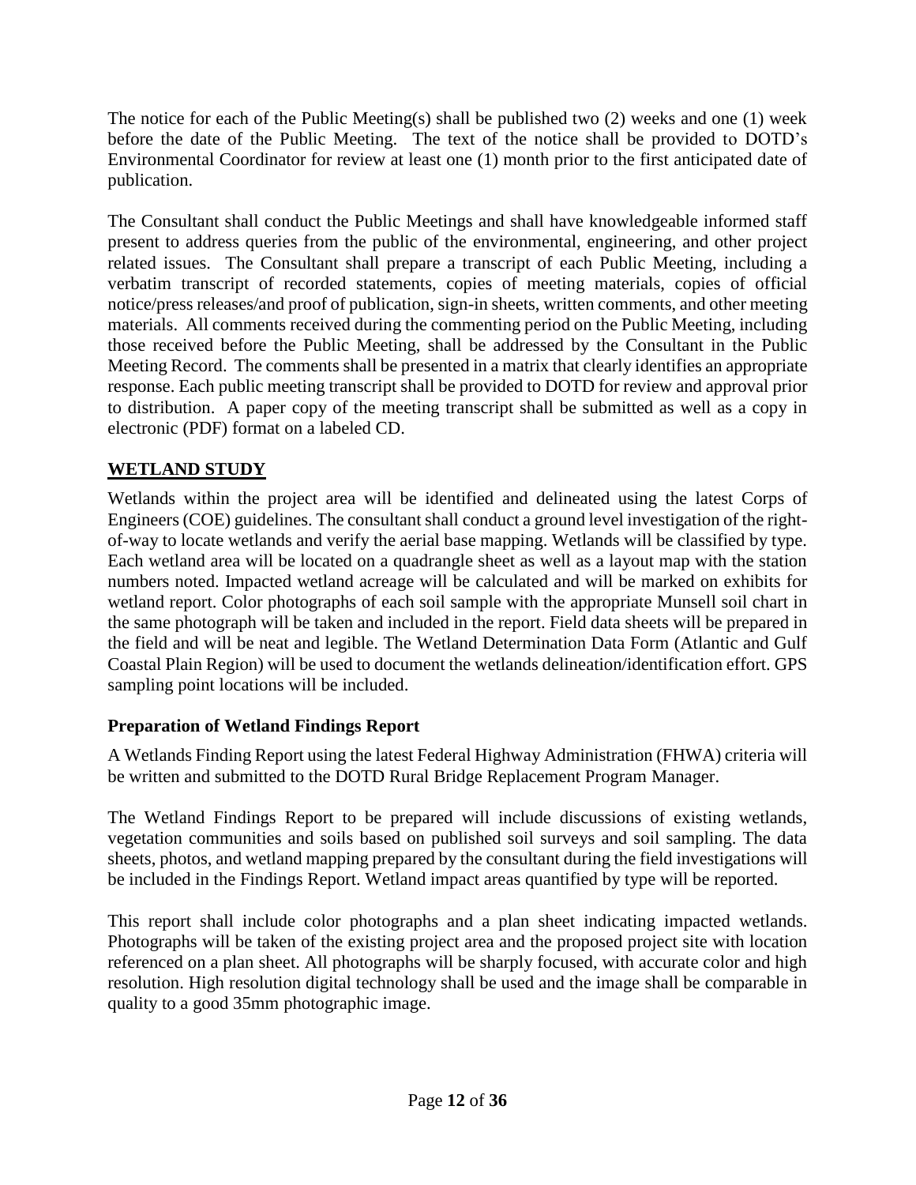The notice for each of the Public Meeting(s) shall be published two (2) weeks and one (1) week before the date of the Public Meeting. The text of the notice shall be provided to DOTD's Environmental Coordinator for review at least one (1) month prior to the first anticipated date of publication.

The Consultant shall conduct the Public Meetings and shall have knowledgeable informed staff present to address queries from the public of the environmental, engineering, and other project related issues. The Consultant shall prepare a transcript of each Public Meeting, including a verbatim transcript of recorded statements, copies of meeting materials, copies of official notice/press releases/and proof of publication, sign-in sheets, written comments, and other meeting materials. All comments received during the commenting period on the Public Meeting, including those received before the Public Meeting, shall be addressed by the Consultant in the Public Meeting Record. The comments shall be presented in a matrix that clearly identifies an appropriate response. Each public meeting transcript shall be provided to DOTD for review and approval prior to distribution. A paper copy of the meeting transcript shall be submitted as well as a copy in electronic (PDF) format on a labeled CD.

## WETLAND STUDY

Wetlands within the project area will be identified and delineated using the latest Corps of Engineers (COE) guidelines. The consultant shall conduct a ground level investigation of the right-of-way to locate wetlands and verify the aerial base mapping. Wetlands will be classified by type. Each wetland area will be located on a quadrangle sheet as well as a layout map with the station numbers noted. Impacted wetland acreage will be calculated and will be marked on exhibits for wetland report. Color photographs of each soil sample with the appropriate Munsell soil chart in the same photograph will be taken and included in the report. Field data sheets will be prepared in the field and will be neat and legible. The Wetland Determination Data Form (Atlantic and Gulf Coastal Plain Region) will be used to document the wetlands delineation/identification effort. GPS sampling point locations will be included.

### Preparation of Wetland Findings Report

A Wetlands Finding Report using the latest Federal Highway Administration (FHWA) criteria will be written and submitted to the DOTD Rural Bridge Replacement Program Manager.

The Wetland Findings Report to be prepared will include discussions of existing wetlands, vegetation communities and soils based on published soil surveys and soil sampling. The data sheets, photos, and wetland mapping prepared by the consultant during the field investigations will be included in the Findings Report. Wetland impact areas quantified by type will be reported.

This report shall include color photographs and a plan sheet indicating impacted wetlands. Photographs will be taken of the existing project area and the proposed project site with location referenced on a plan sheet. All photographs will be sharply focused, with accurate color and high resolution. High resolution digital technology shall be used and the image shall be comparable in quality to a good 35mm photographic image.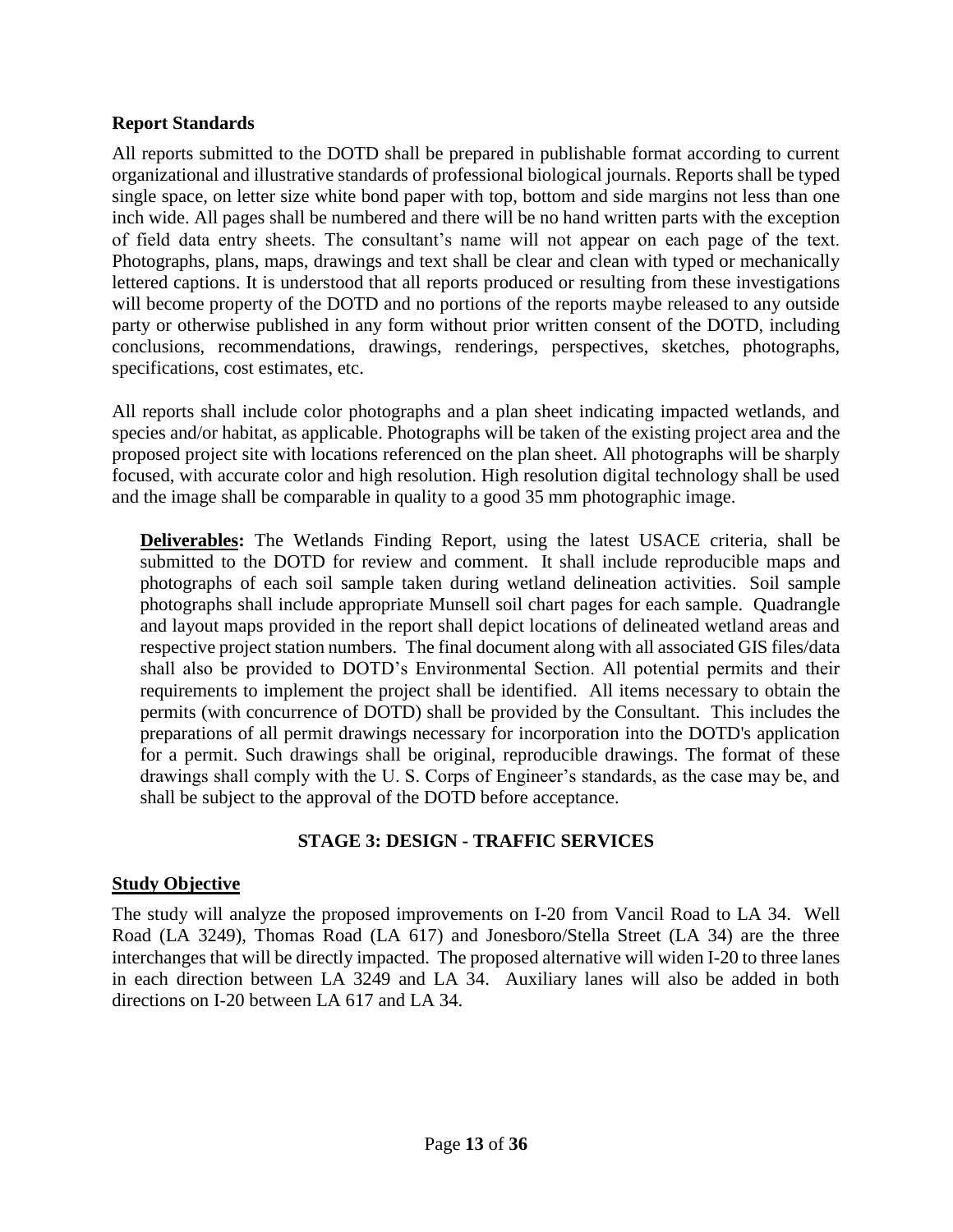**Report Standards**

All reports submitted to the DOTD shall be prepared in publishable format according to current organizational and illustrative standards of professional biological journals. Reports shall be typed single space, on letter size white bond paper with top, bottom and side margins not less than one inch wide. All pages shall be numbered and there will be no hand written parts with the exception of field data entry sheets. The consultant's name will not appear on each page of the text. Photographs, plans, maps, drawings and text shall be clear and clean with typed or mechanically lettered captions. It is understood that all reports produced or resulting from these investigations will become property of the DOTD and no portions of the reports maybe released to any outside party or otherwise published in any form without prior written consent of the DOTD, including conclusions, recommendations, drawings, renderings, perspectives, sketches, photographs, specifications, cost estimates, etc.

All reports shall include color photographs and a plan sheet indicating impacted wetlands, and species and/or habitat, as applicable. Photographs will be taken of the existing project area and the proposed project site with locations referenced on the plan sheet. All photographs will be sharply focused, with accurate color and high resolution. High resolution digital technology shall be used and the image shall be comparable in quality to a good 35 mm photographic image.

> **Deliverables:** The Wetlands Finding Report, using the latest USACE criteria, shall be submitted to the DOTD for review and comment. It shall include reproducible maps and photographs of each soil sample taken during wetland delineation activities. Soil sample photographs shall include appropriate Munsell soil chart pages for each sample. Quadrangle and layout maps provided in the report shall depict locations of delineated wetland areas and respective project station numbers. The final document along with all associated GIS files/data shall also be provided to DOTD's Environmental Section. All potential permits and their requirements to implement the project shall be identified. All items necessary to obtain the permits (with concurrence of DOTD) shall be provided by the Consultant. This includes the preparations of all permit drawings necessary for incorporation into the DOTD's application for a permit. Such drawings shall be original, reproducible drawings. The format of these drawings shall comply with the U. S. Corps of Engineer's standards, as the case may be, and shall be subject to the approval of the DOTD before acceptance.

## STAGE 3: DESIGN - TRAFFIC SERVICES

**Study Objective**

The study will analyze the proposed improvements on I-20 from Vancil Road to LA 34. Well Road (LA 3249), Thomas Road (LA 617) and Jonesboro/Stella Street (LA 34) are the three interchanges that will be directly impacted. The proposed alternative will widen I-20 to three lanes in each direction between LA 3249 and LA 34. Auxiliary lanes will also be added in both directions on I-20 between LA 617 and LA 34.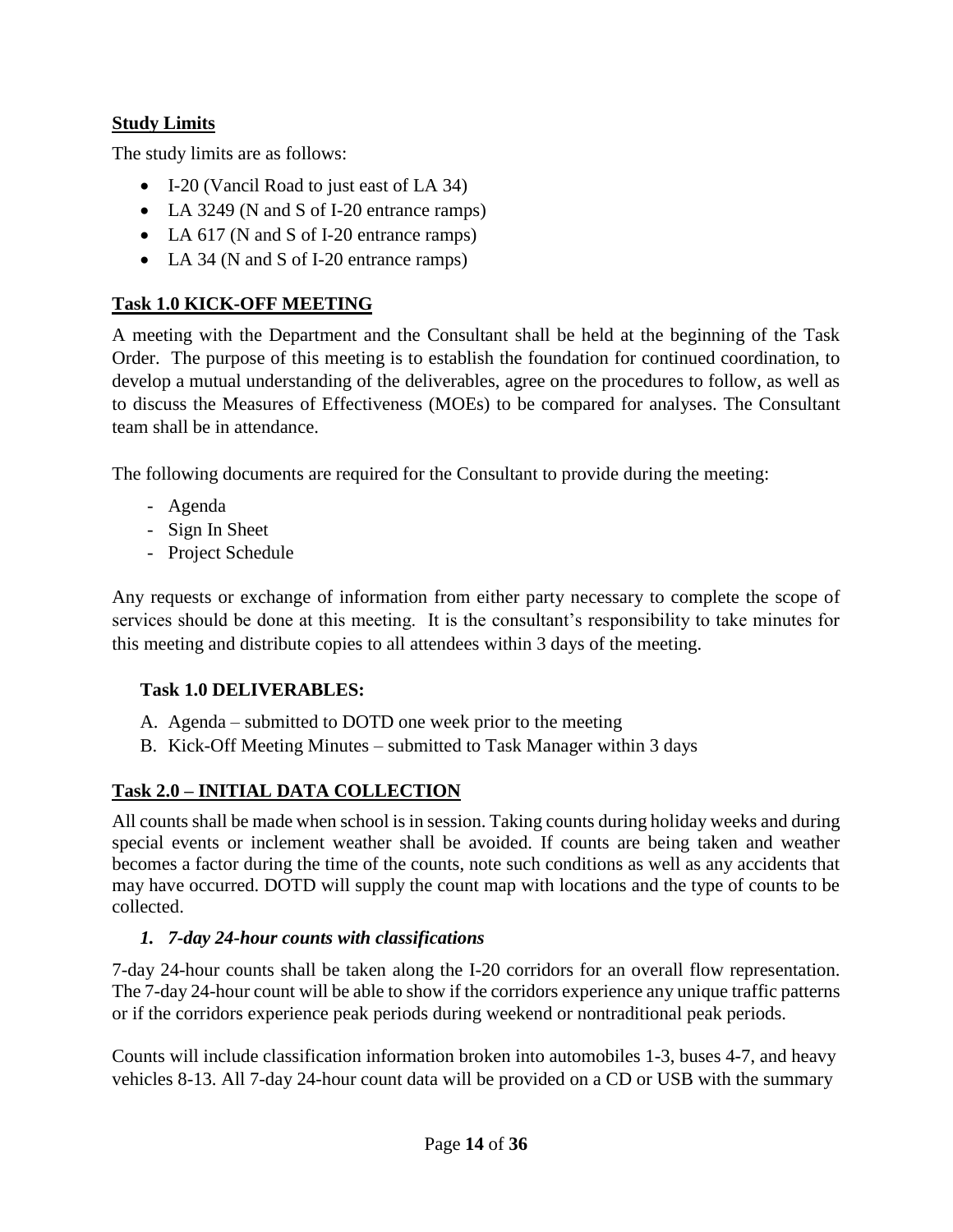## Study Limits

The study limits are as follows:

- I-20 (Vancil Road to just east of LA 34)
- LA 3249 (N and S of I-20 entrance ramps)
- LA 617 (N and S of I-20 entrance ramps)
- LA 34 (N and S of I-20 entrance ramps)

## Task 1.0 KICK-OFF MEETING

A meeting with the Department and the Consultant shall be held at the beginning of the Task Order. The purpose of this meeting is to establish the foundation for continued coordination, to develop a mutual understanding of the deliverables, agree on the procedures to follow, as well as to discuss the Measures of Effectiveness (MOEs) to be compared for analyses. The Consultant team shall be in attendance.

The following documents are required for the Consultant to provide during the meeting:

- Agenda
- Sign In Sheet
- Project Schedule

Any requests or exchange of information from either party necessary to complete the scope of services should be done at this meeting. It is the consultant's responsibility to take minutes for this meeting and distribute copies to all attendees within 3 days of the meeting.

### Task 1.0 DELIVERABLES:

A. Agenda – submitted to DOTD one week prior to the meeting
B. Kick-Off Meeting Minutes – submitted to Task Manager within 3 days

## Task 2.0 – INITIAL DATA COLLECTION

All counts shall be made when school is in session. Taking counts during holiday weeks and during special events or inclement weather shall be avoided. If counts are being taken and weather becomes a factor during the time of the counts, note such conditions as well as any accidents that may have occurred. DOTD will supply the count map with locations and the type of counts to be collected.

### *1. 7-day 24-hour counts with classifications*

7-day 24-hour counts shall be taken along the I-20 corridors for an overall flow representation. The 7-day 24-hour count will be able to show if the corridors experience any unique traffic patterns or if the corridors experience peak periods during weekend or nontraditional peak periods.

Counts will include classification information broken into automobiles 1-3, buses 4-7, and heavy vehicles 8-13. All 7-day 24-hour count data will be provided on a CD or USB with the summary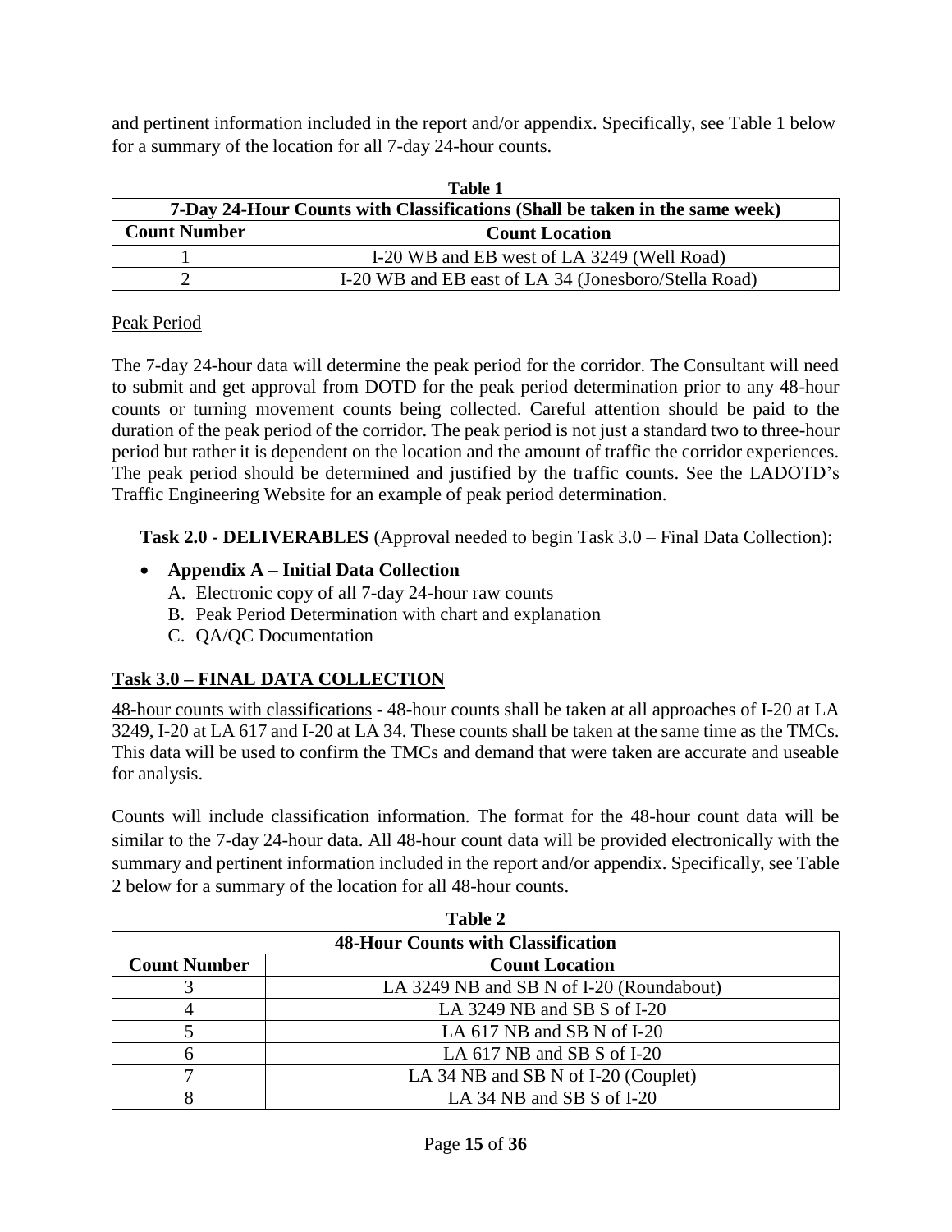and pertinent information included in the report and/or appendix. Specifically, see Table 1 below for a summary of the location for all 7-day 24-hour counts.

**Table 1**

| 7-Day 24-Hour Counts with Classifications (Shall be taken in the same week) | |
|---|---|
| **Count Number** | **Count Location** |
| 1 | I-20 WB and EB west of LA 3249 (Well Road) |
| 2 | I-20 WB and EB east of LA 34 (Jonesboro/Stella Road) |

Peak Period

The 7-day 24-hour data will determine the peak period for the corridor. The Consultant will need to submit and get approval from DOTD for the peak period determination prior to any 48-hour counts or turning movement counts being collected. Careful attention should be paid to the duration of the peak period of the corridor. The peak period is not just a standard two to three-hour period but rather it is dependent on the location and the amount of traffic the corridor experiences. The peak period should be determined and justified by the traffic counts. See the LADOTD's Traffic Engineering Website for an example of peak period determination.

**Task 2.0 - DELIVERABLES** (Approval needed to begin Task 3.0 – Final Data Collection):

- **Appendix A – Initial Data Collection**
  A. Electronic copy of all 7-day 24-hour raw counts
  B. Peak Period Determination with chart and explanation
  C. QA/QC Documentation

## Task 3.0 – FINAL DATA COLLECTION

48-hour counts with classifications - 48-hour counts shall be taken at all approaches of I-20 at LA 3249, I-20 at LA 617 and I-20 at LA 34. These counts shall be taken at the same time as the TMCs. This data will be used to confirm the TMCs and demand that were taken are accurate and useable for analysis.

Counts will include classification information. The format for the 48-hour count data will be similar to the 7-day 24-hour data. All 48-hour count data will be provided electronically with the summary and pertinent information included in the report and/or appendix. Specifically, see Table 2 below for a summary of the location for all 48-hour counts.

**Table 2**

| 48-Hour Counts with Classification | |
|---|---|
| **Count Number** | **Count Location** |
| 3 | LA 3249 NB and SB N of I-20 (Roundabout) |
| 4 | LA 3249 NB and SB S of I-20 |
| 5 | LA 617 NB and SB N of I-20 |
| 6 | LA 617 NB and SB S of I-20 |
| 7 | LA 34 NB and SB N of I-20 (Couplet) |
| 8 | LA 34 NB and SB S of I-20 |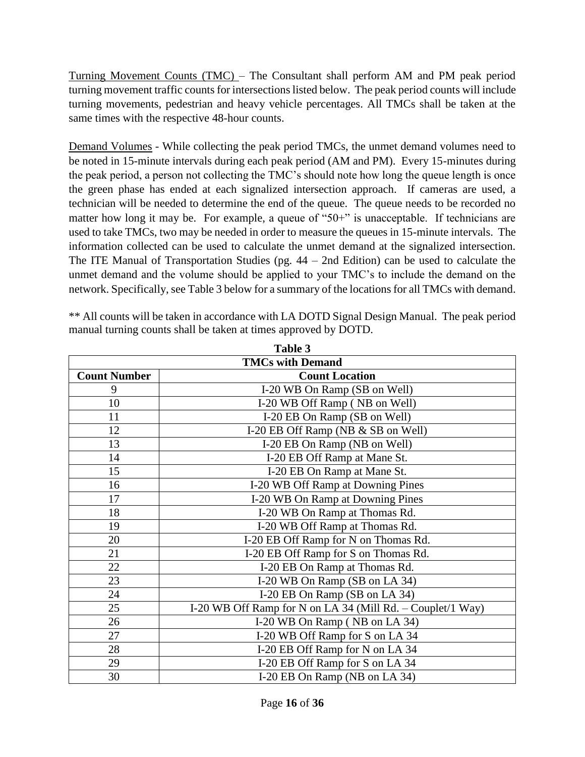Turning Movement Counts (TMC) – The Consultant shall perform AM and PM peak period turning movement traffic counts for intersections listed below. The peak period counts will include turning movements, pedestrian and heavy vehicle percentages. All TMCs shall be taken at the same times with the respective 48-hour counts.

Demand Volumes - While collecting the peak period TMCs, the unmet demand volumes need to be noted in 15-minute intervals during each peak period (AM and PM). Every 15-minutes during the peak period, a person not collecting the TMC's should note how long the queue length is once the green phase has ended at each signalized intersection approach. If cameras are used, a technician will be needed to determine the end of the queue. The queue needs to be recorded no matter how long it may be. For example, a queue of "50+" is unacceptable. If technicians are used to take TMCs, two may be needed in order to measure the queues in 15-minute intervals. The information collected can be used to calculate the unmet demand at the signalized intersection. The ITE Manual of Transportation Studies (pg. 44 – 2nd Edition) can be used to calculate the unmet demand and the volume should be applied to your TMC's to include the demand on the network. Specifically, see Table 3 below for a summary of the locations for all TMCs with demand.

** All counts will be taken in accordance with LA DOTD Signal Design Manual. The peak period manual turning counts shall be taken at times approved by DOTD.

**Table 3**

| TMCs with Demand | |
|---|---|
| **Count Number** | **Count Location** |
| 9 | I-20 WB On Ramp (SB on Well) |
| 10 | I-20 WB Off Ramp ( NB on Well) |
| 11 | I-20 EB On Ramp (SB on Well) |
| 12 | I-20 EB Off Ramp (NB & SB on Well) |
| 13 | I-20 EB On Ramp (NB on Well) |
| 14 | I-20 EB Off Ramp at Mane St. |
| 15 | I-20 EB On Ramp at Mane St. |
| 16 | I-20 WB Off Ramp at Downing Pines |
| 17 | I-20 WB On Ramp at Downing Pines |
| 18 | I-20 WB On Ramp at Thomas Rd. |
| 19 | I-20 WB Off Ramp at Thomas Rd. |
| 20 | I-20 EB Off Ramp for N on Thomas Rd. |
| 21 | I-20 EB Off Ramp for S on Thomas Rd. |
| 22 | I-20 EB On Ramp at Thomas Rd. |
| 23 | I-20 WB On Ramp (SB on LA 34) |
| 24 | I-20 EB On Ramp (SB on LA 34) |
| 25 | I-20 WB Off Ramp for N on LA 34 (Mill Rd. – Couplet/1 Way) |
| 26 | I-20 WB On Ramp ( NB on LA 34) |
| 27 | I-20 WB Off Ramp for S on LA 34 |
| 28 | I-20 EB Off Ramp for N on LA 34 |
| 29 | I-20 EB Off Ramp for S on LA 34 |
| 30 | I-20 EB On Ramp (NB on LA 34) |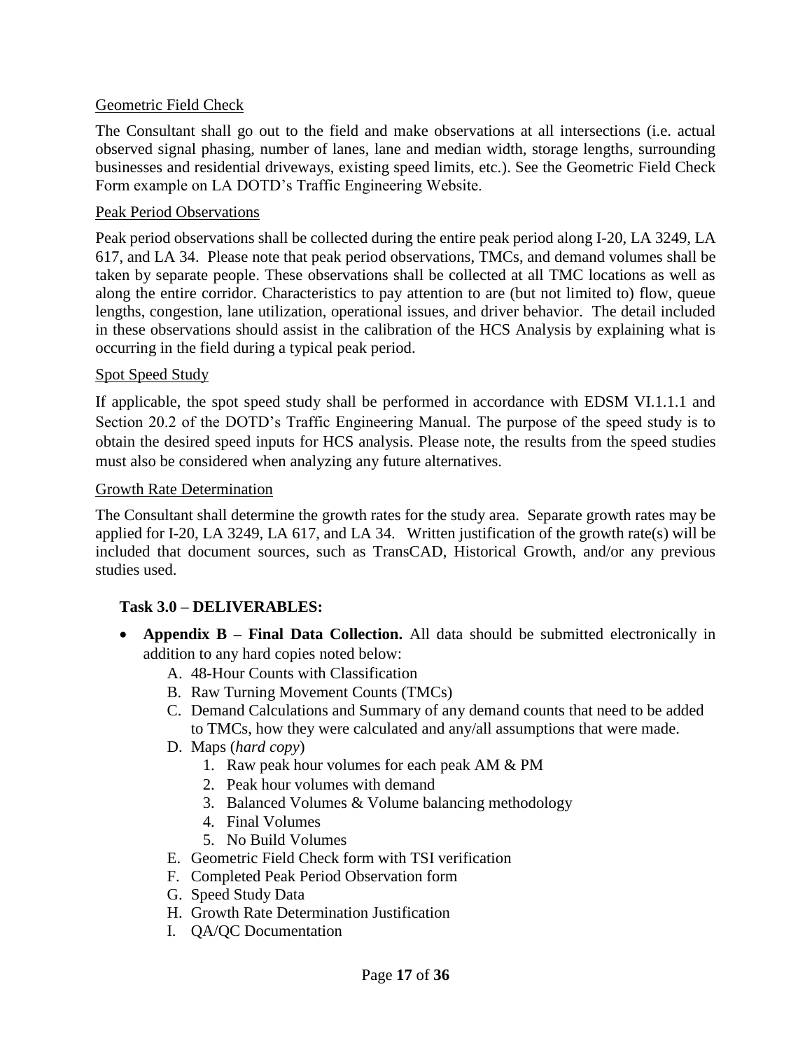Geometric Field Check

The Consultant shall go out to the field and make observations at all intersections (i.e. actual observed signal phasing, number of lanes, lane and median width, storage lengths, surrounding businesses and residential driveways, existing speed limits, etc.). See the Geometric Field Check Form example on LA DOTD's Traffic Engineering Website.

Peak Period Observations

Peak period observations shall be collected during the entire peak period along I-20, LA 3249, LA 617, and LA 34. Please note that peak period observations, TMCs, and demand volumes shall be taken by separate people. These observations shall be collected at all TMC locations as well as along the entire corridor. Characteristics to pay attention to are (but not limited to) flow, queue lengths, congestion, lane utilization, operational issues, and driver behavior. The detail included in these observations should assist in the calibration of the HCS Analysis by explaining what is occurring in the field during a typical peak period.

Spot Speed Study

If applicable, the spot speed study shall be performed in accordance with EDSM VI.1.1.1 and Section 20.2 of the DOTD's Traffic Engineering Manual. The purpose of the speed study is to obtain the desired speed inputs for HCS analysis. Please note, the results from the speed studies must also be considered when analyzing any future alternatives.

Growth Rate Determination

The Consultant shall determine the growth rates for the study area. Separate growth rates may be applied for I-20, LA 3249, LA 617, and LA 34. Written justification of the growth rate(s) will be included that document sources, such as TransCAD, Historical Growth, and/or any previous studies used.

**Task 3.0 – DELIVERABLES:**

- **Appendix B – Final Data Collection.** All data should be submitted electronically in addition to any hard copies noted below:
  - A. 48-Hour Counts with Classification
  - B. Raw Turning Movement Counts (TMCs)
  - C. Demand Calculations and Summary of any demand counts that need to be added to TMCs, how they were calculated and any/all assumptions that were made.
  - D. Maps (*hard copy*)
    1. Raw peak hour volumes for each peak AM & PM
    2. Peak hour volumes with demand
    3. Balanced Volumes & Volume balancing methodology
    4. Final Volumes
    5. No Build Volumes
  - E. Geometric Field Check form with TSI verification
  - F. Completed Peak Period Observation form
  - G. Speed Study Data
  - H. Growth Rate Determination Justification
  - I. QA/QC Documentation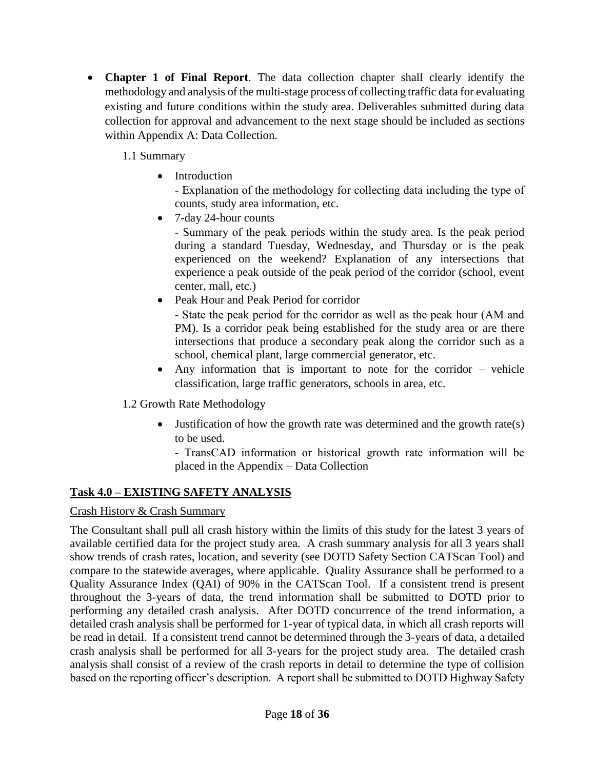- **Chapter 1 of Final Report**. The data collection chapter shall clearly identify the methodology and analysis of the multi-stage process of collecting traffic data for evaluating existing and future conditions within the study area. Deliverables submitted during data collection for approval and advancement to the next stage should be included as sections within Appendix A: Data Collection.

  1.1 Summary

  - Introduction

    - Explanation of the methodology for collecting data including the type of counts, study area information, etc.
  - 7-day 24-hour counts

    - Summary of the peak periods within the study area. Is the peak period during a standard Tuesday, Wednesday, and Thursday or is the peak experienced on the weekend? Explanation of any intersections that experience a peak outside of the peak period of the corridor (school, event center, mall, etc.)
  - Peak Hour and Peak Period for corridor

    - State the peak period for the corridor as well as the peak hour (AM and PM). Is a corridor peak being established for the study area or are there intersections that produce a secondary peak along the corridor such as a school, chemical plant, large commercial generator, etc.
  - Any information that is important to note for the corridor – vehicle classification, large traffic generators, schools in area, etc.

  1.2 Growth Rate Methodology

  - Justification of how the growth rate was determined and the growth rate(s) to be used.

    - TransCAD information or historical growth rate information will be placed in the Appendix – Data Collection

## Task 4.0 – EXISTING SAFETY ANALYSIS

Crash History & Crash Summary

The Consultant shall pull all crash history within the limits of this study for the latest 3 years of available certified data for the project study area. A crash summary analysis for all 3 years shall show trends of crash rates, location, and severity (see DOTD Safety Section CATScan Tool) and compare to the statewide averages, where applicable. Quality Assurance shall be performed to a Quality Assurance Index (QAI) of 90% in the CATScan Tool. If a consistent trend is present throughout the 3-years of data, the trend information shall be submitted to DOTD prior to performing any detailed crash analysis. After DOTD concurrence of the trend information, a detailed crash analysis shall be performed for 1-year of typical data, in which all crash reports will be read in detail. If a consistent trend cannot be determined through the 3-years of data, a detailed crash analysis shall be performed for all 3-years for the project study area. The detailed crash analysis shall consist of a review of the crash reports in detail to determine the type of collision based on the reporting officer's description. A report shall be submitted to DOTD Highway Safety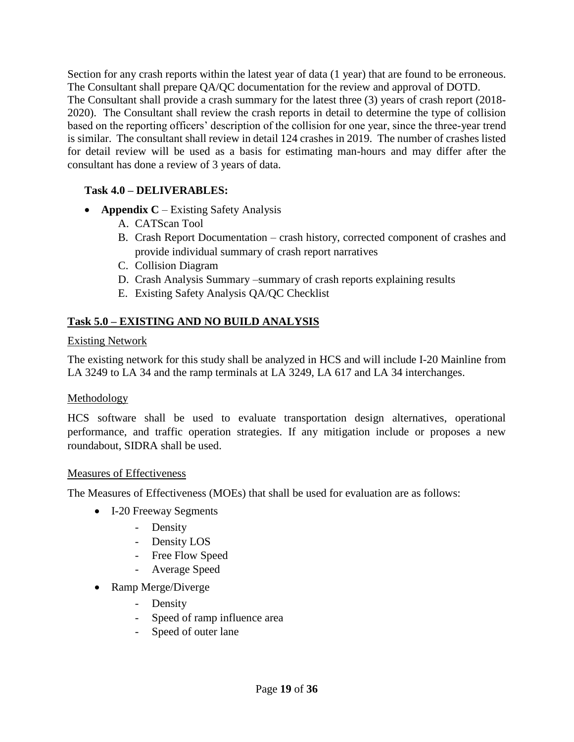Section for any crash reports within the latest year of data (1 year) that are found to be erroneous. The Consultant shall prepare QA/QC documentation for the review and approval of DOTD.
The Consultant shall provide a crash summary for the latest three (3) years of crash report (2018-2020). The Consultant shall review the crash reports in detail to determine the type of collision based on the reporting officers' description of the collision for one year, since the three-year trend is similar. The consultant shall review in detail 124 crashes in 2019. The number of crashes listed for detail review will be used as a basis for estimating man-hours and may differ after the consultant has done a review of 3 years of data.

**Task 4.0 – DELIVERABLES:**

- **Appendix C** – Existing Safety Analysis
    - A. CATScan Tool
    - B. Crash Report Documentation – crash history, corrected component of crashes and provide individual summary of crash report narratives
    - C. Collision Diagram
    - D. Crash Analysis Summary –summary of crash reports explaining results
    - E. Existing Safety Analysis QA/QC Checklist

## Task 5.0 – EXISTING AND NO BUILD ANALYSIS

### Existing Network

The existing network for this study shall be analyzed in HCS and will include I-20 Mainline from LA 3249 to LA 34 and the ramp terminals at LA 3249, LA 617 and LA 34 interchanges.

### Methodology

HCS software shall be used to evaluate transportation design alternatives, operational performance, and traffic operation strategies. If any mitigation include or proposes a new roundabout, SIDRA shall be used.

### Measures of Effectiveness

The Measures of Effectiveness (MOEs) that shall be used for evaluation are as follows:

- I-20 Freeway Segments
    - Density
    - Density LOS
    - Free Flow Speed
    - Average Speed
- Ramp Merge/Diverge
    - Density
    - Speed of ramp influence area
    - Speed of outer lane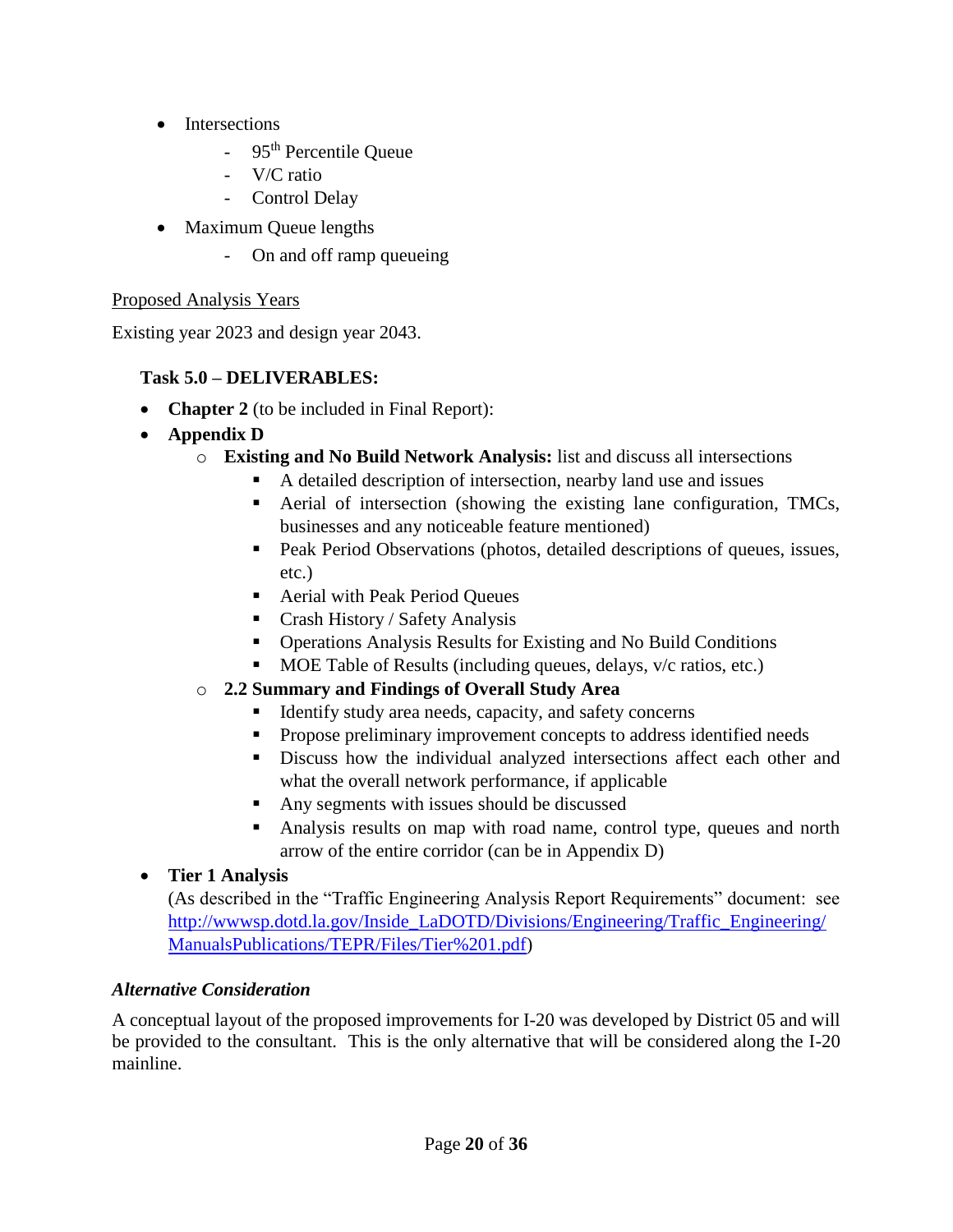- Intersections
  - 95th Percentile Queue
  - V/C ratio
  - Control Delay
- Maximum Queue lengths
  - On and off ramp queueing

<u>Proposed Analysis Years</u>

Existing year 2023 and design year 2043.

**Task 5.0 – DELIVERABLES:**

- **Chapter 2** (to be included in Final Report):
- **Appendix D**
  - **Existing and No Build Network Analysis:** list and discuss all intersections
    - A detailed description of intersection, nearby land use and issues
    - Aerial of intersection (showing the existing lane configuration, TMCs, businesses and any noticeable feature mentioned)
    - Peak Period Observations (photos, detailed descriptions of queues, issues, etc.)
    - Aerial with Peak Period Queues
    - Crash History / Safety Analysis
    - Operations Analysis Results for Existing and No Build Conditions
    - MOE Table of Results (including queues, delays, v/c ratios, etc.)
  - **2.2 Summary and Findings of Overall Study Area**
    - Identify study area needs, capacity, and safety concerns
    - Propose preliminary improvement concepts to address identified needs
    - Discuss how the individual analyzed intersections affect each other and what the overall network performance, if applicable
    - Any segments with issues should be discussed
    - Analysis results on map with road name, control type, queues and north arrow of the entire corridor (can be in Appendix D)
- **Tier 1 Analysis**
  (As described in the "Traffic Engineering Analysis Report Requirements" document: see [http://wwwsp.dotd.la.gov/Inside_LaDOTD/Divisions/Engineering/Traffic_Engineering/ManualsPublications/TEPR/Files/Tier%201.pdf](http://wwwsp.dotd.la.gov/Inside_LaDOTD/Divisions/Engineering/Traffic_Engineering/ManualsPublications/TEPR/Files/Tier%201.pdf))

***Alternative Consideration***

A conceptual layout of the proposed improvements for I-20 was developed by District 05 and will be provided to the consultant. This is the only alternative that will be considered along the I-20 mainline.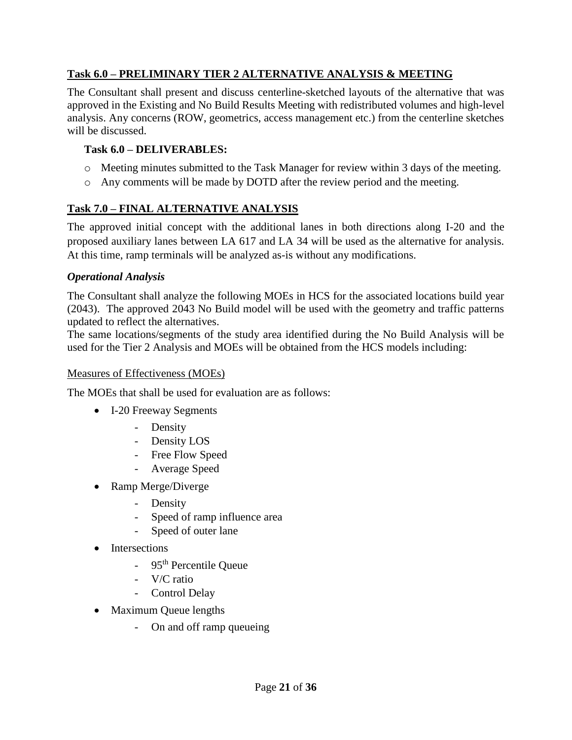## Task 6.0 – PRELIMINARY TIER 2 ALTERNATIVE ANALYSIS & MEETING

The Consultant shall present and discuss centerline-sketched layouts of the alternative that was approved in the Existing and No Build Results Meeting with redistributed volumes and high-level analysis. Any concerns (ROW, geometrics, access management etc.) from the centerline sketches will be discussed.

### Task 6.0 – DELIVERABLES:

- Meeting minutes submitted to the Task Manager for review within 3 days of the meeting.
- Any comments will be made by DOTD after the review period and the meeting.

## Task 7.0 – FINAL ALTERNATIVE ANALYSIS

The approved initial concept with the additional lanes in both directions along I-20 and the proposed auxiliary lanes between LA 617 and LA 34 will be used as the alternative for analysis. At this time, ramp terminals will be analyzed as-is without any modifications.

### *Operational Analysis*

The Consultant shall analyze the following MOEs in HCS for the associated locations build year (2043). The approved 2043 No Build model will be used with the geometry and traffic patterns updated to reflect the alternatives.

The same locations/segments of the study area identified during the No Build Analysis will be used for the Tier 2 Analysis and MOEs will be obtained from the HCS models including:

Measures of Effectiveness (MOEs)

The MOEs that shall be used for evaluation are as follows:

- I-20 Freeway Segments
  - Density
  - Density LOS
  - Free Flow Speed
  - Average Speed
- Ramp Merge/Diverge
  - Density
  - Speed of ramp influence area
  - Speed of outer lane
- Intersections
  - 95th Percentile Queue
  - V/C ratio
  - Control Delay
- Maximum Queue lengths
  - On and off ramp queueing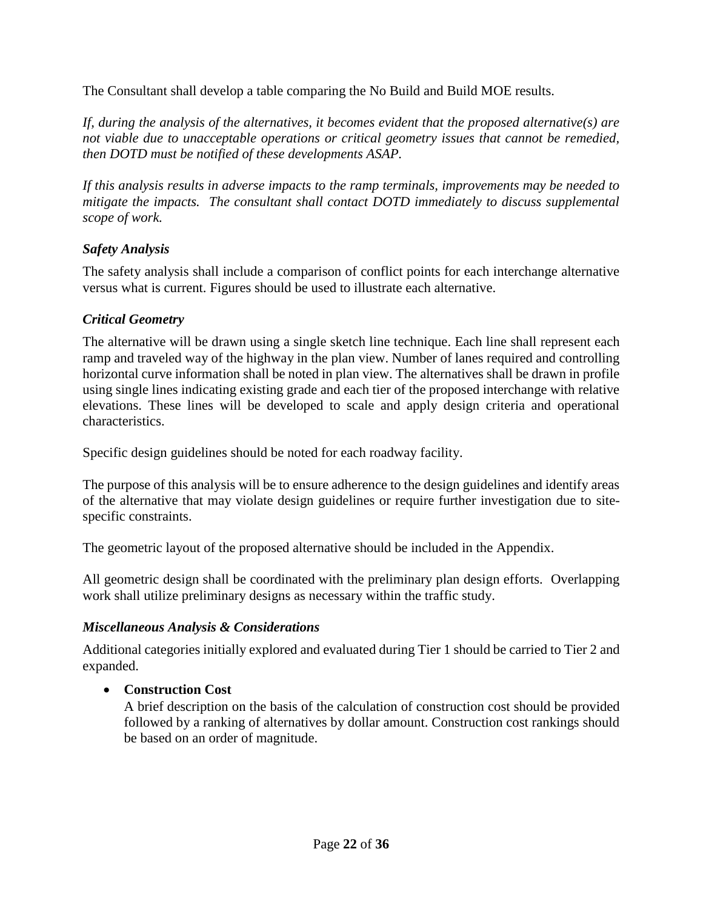The Consultant shall develop a table comparing the No Build and Build MOE results.

*If, during the analysis of the alternatives, it becomes evident that the proposed alternative(s) are not viable due to unacceptable operations or critical geometry issues that cannot be remedied, then DOTD must be notified of these developments ASAP.*

*If this analysis results in adverse impacts to the ramp terminals, improvements may be needed to mitigate the impacts. The consultant shall contact DOTD immediately to discuss supplemental scope of work.*

### *Safety Analysis*

The safety analysis shall include a comparison of conflict points for each interchange alternative versus what is current. Figures should be used to illustrate each alternative.

### *Critical Geometry*

The alternative will be drawn using a single sketch line technique. Each line shall represent each ramp and traveled way of the highway in the plan view. Number of lanes required and controlling horizontal curve information shall be noted in plan view. The alternatives shall be drawn in profile using single lines indicating existing grade and each tier of the proposed interchange with relative elevations. These lines will be developed to scale and apply design criteria and operational characteristics.

Specific design guidelines should be noted for each roadway facility.

The purpose of this analysis will be to ensure adherence to the design guidelines and identify areas of the alternative that may violate design guidelines or require further investigation due to site-specific constraints.

The geometric layout of the proposed alternative should be included in the Appendix.

All geometric design shall be coordinated with the preliminary plan design efforts. Overlapping work shall utilize preliminary designs as necessary within the traffic study.

### *Miscellaneous Analysis & Considerations*

Additional categories initially explored and evaluated during Tier 1 should be carried to Tier 2 and expanded.

- **Construction Cost**
  A brief description on the basis of the calculation of construction cost should be provided followed by a ranking of alternatives by dollar amount. Construction cost rankings should be based on an order of magnitude.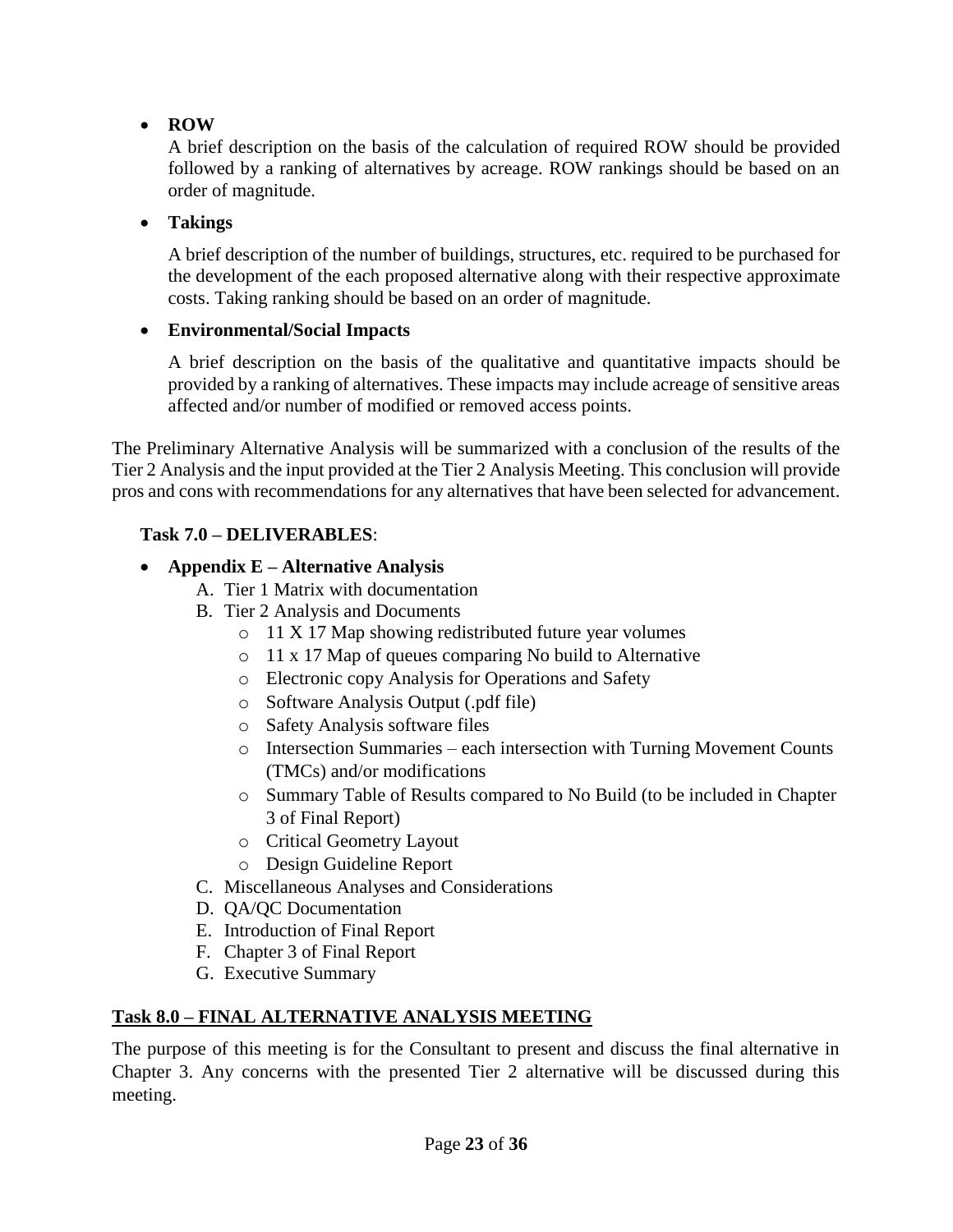- **ROW**

  A brief description on the basis of the calculation of required ROW should be provided followed by a ranking of alternatives by acreage. ROW rankings should be based on an order of magnitude.

- **Takings**

  A brief description of the number of buildings, structures, etc. required to be purchased for the development of the each proposed alternative along with their respective approximate costs. Taking ranking should be based on an order of magnitude.

- **Environmental/Social Impacts**

  A brief description on the basis of the qualitative and quantitative impacts should be provided by a ranking of alternatives. These impacts may include acreage of sensitive areas affected and/or number of modified or removed access points.

The Preliminary Alternative Analysis will be summarized with a conclusion of the results of the Tier 2 Analysis and the input provided at the Tier 2 Analysis Meeting. This conclusion will provide pros and cons with recommendations for any alternatives that have been selected for advancement.

**Task 7.0 – DELIVERABLES**:

- **Appendix E – Alternative Analysis**
  A. Tier 1 Matrix with documentation
  B. Tier 2 Analysis and Documents
     - 11 X 17 Map showing redistributed future year volumes
     - 11 x 17 Map of queues comparing No build to Alternative
     - Electronic copy Analysis for Operations and Safety
     - Software Analysis Output (.pdf file)
     - Safety Analysis software files
     - Intersection Summaries – each intersection with Turning Movement Counts (TMCs) and/or modifications
     - Summary Table of Results compared to No Build (to be included in Chapter 3 of Final Report)
     - Critical Geometry Layout
     - Design Guideline Report
  C. Miscellaneous Analyses and Considerations
  D. QA/QC Documentation
  E. Introduction of Final Report
  F. Chapter 3 of Final Report
  G. Executive Summary

## Task 8.0 – FINAL ALTERNATIVE ANALYSIS MEETING

The purpose of this meeting is for the Consultant to present and discuss the final alternative in Chapter 3. Any concerns with the presented Tier 2 alternative will be discussed during this meeting.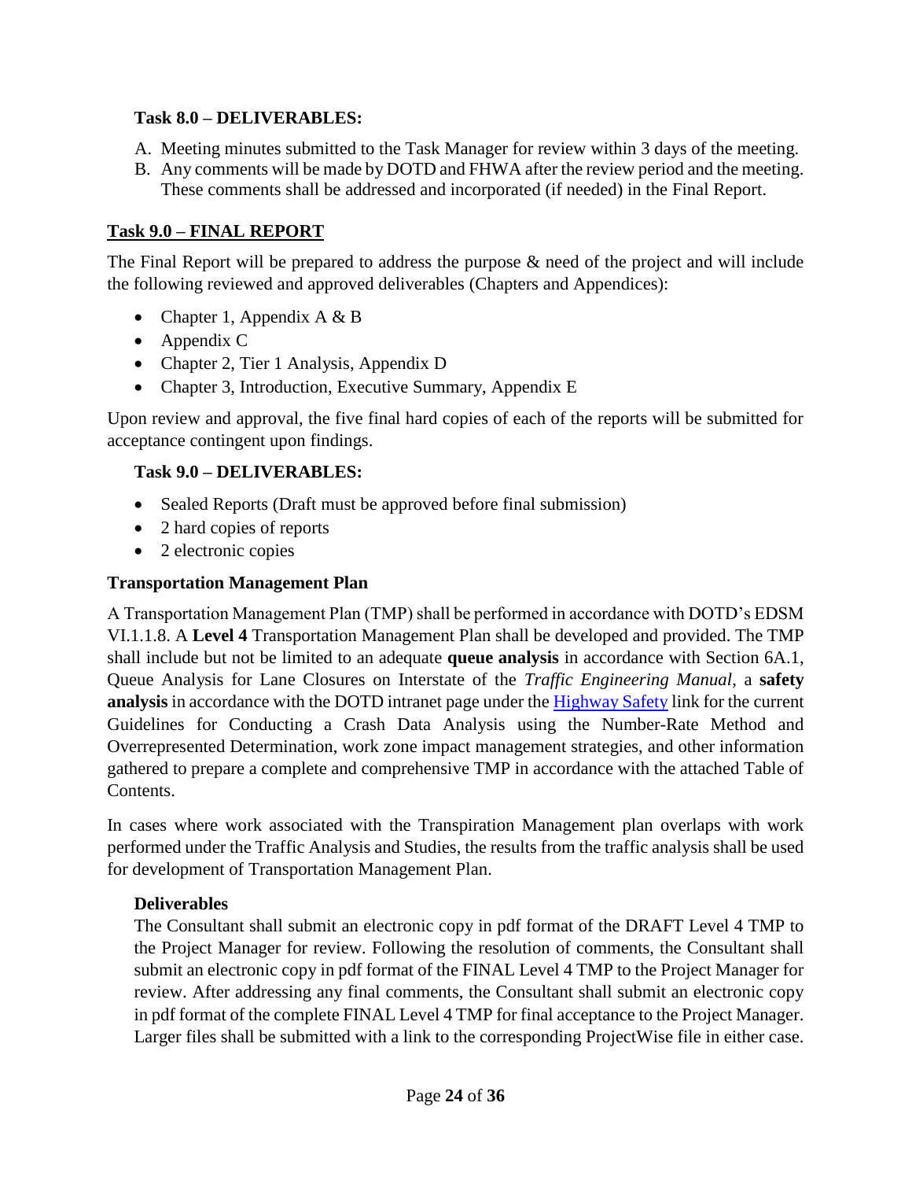### Task 8.0 – DELIVERABLES:

A. Meeting minutes submitted to the Task Manager for review within 3 days of the meeting.
B. Any comments will be made by DOTD and FHWA after the review period and the meeting. These comments shall be addressed and incorporated (if needed) in the Final Report.

## Task 9.0 – FINAL REPORT

The Final Report will be prepared to address the purpose & need of the project and will include the following reviewed and approved deliverables (Chapters and Appendices):

- Chapter 1, Appendix A & B
- Appendix C
- Chapter 2, Tier 1 Analysis, Appendix D
- Chapter 3, Introduction, Executive Summary, Appendix E

Upon review and approval, the five final hard copies of each of the reports will be submitted for acceptance contingent upon findings.

### Task 9.0 – DELIVERABLES:

- Sealed Reports (Draft must be approved before final submission)
- 2 hard copies of reports
- 2 electronic copies

## Transportation Management Plan

A Transportation Management Plan (TMP) shall be performed in accordance with DOTD's EDSM VI.1.1.8. A **Level 4** Transportation Management Plan shall be developed and provided. The TMP shall include but not be limited to an adequate **queue analysis** in accordance with Section 6A.1, Queue Analysis for Lane Closures on Interstate of the *Traffic Engineering Manual*, a **safety analysis** in accordance with the DOTD intranet page under the Highway Safety link for the current Guidelines for Conducting a Crash Data Analysis using the Number-Rate Method and Overrepresented Determination, work zone impact management strategies, and other information gathered to prepare a complete and comprehensive TMP in accordance with the attached Table of Contents.

In cases where work associated with the Transpiration Management plan overlaps with work performed under the Traffic Analysis and Studies, the results from the traffic analysis shall be used for development of Transportation Management Plan.

### Deliverables

The Consultant shall submit an electronic copy in pdf format of the DRAFT Level 4 TMP to the Project Manager for review. Following the resolution of comments, the Consultant shall submit an electronic copy in pdf format of the FINAL Level 4 TMP to the Project Manager for review. After addressing any final comments, the Consultant shall submit an electronic copy in pdf format of the complete FINAL Level 4 TMP for final acceptance to the Project Manager. Larger files shall be submitted with a link to the corresponding ProjectWise file in either case.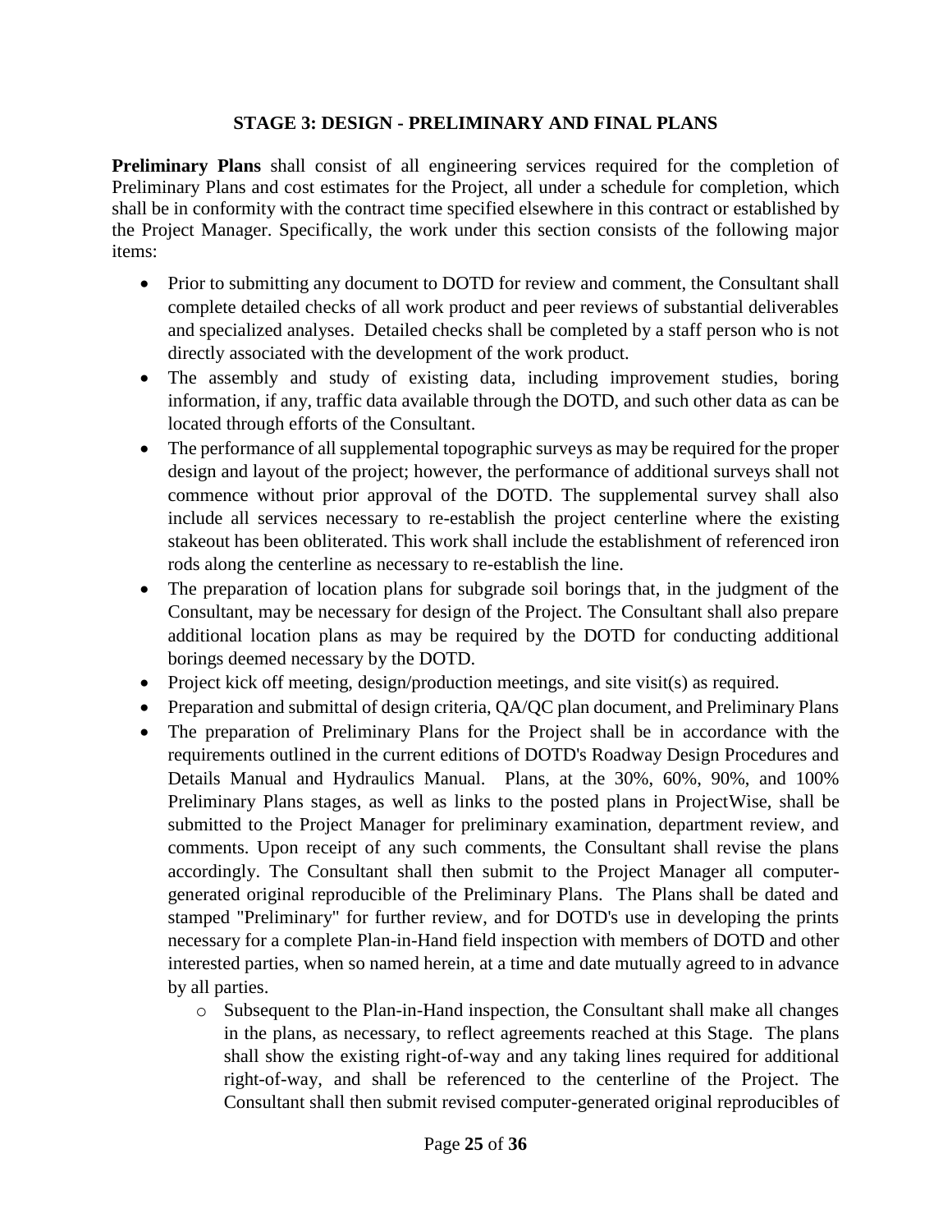### STAGE 3: DESIGN - PRELIMINARY AND FINAL PLANS

**Preliminary Plans** shall consist of all engineering services required for the completion of Preliminary Plans and cost estimates for the Project, all under a schedule for completion, which shall be in conformity with the contract time specified elsewhere in this contract or established by the Project Manager. Specifically, the work under this section consists of the following major items:

- Prior to submitting any document to DOTD for review and comment, the Consultant shall complete detailed checks of all work product and peer reviews of substantial deliverables and specialized analyses. Detailed checks shall be completed by a staff person who is not directly associated with the development of the work product.
- The assembly and study of existing data, including improvement studies, boring information, if any, traffic data available through the DOTD, and such other data as can be located through efforts of the Consultant.
- The performance of all supplemental topographic surveys as may be required for the proper design and layout of the project; however, the performance of additional surveys shall not commence without prior approval of the DOTD. The supplemental survey shall also include all services necessary to re-establish the project centerline where the existing stakeout has been obliterated. This work shall include the establishment of referenced iron rods along the centerline as necessary to re-establish the line.
- The preparation of location plans for subgrade soil borings that, in the judgment of the Consultant, may be necessary for design of the Project. The Consultant shall also prepare additional location plans as may be required by the DOTD for conducting additional borings deemed necessary by the DOTD.
- Project kick off meeting, design/production meetings, and site visit(s) as required.
- Preparation and submittal of design criteria, QA/QC plan document, and Preliminary Plans
- The preparation of Preliminary Plans for the Project shall be in accordance with the requirements outlined in the current editions of DOTD's Roadway Design Procedures and Details Manual and Hydraulics Manual. Plans, at the 30%, 60%, 90%, and 100% Preliminary Plans stages, as well as links to the posted plans in ProjectWise, shall be submitted to the Project Manager for preliminary examination, department review, and comments. Upon receipt of any such comments, the Consultant shall revise the plans accordingly. The Consultant shall then submit to the Project Manager all computer-generated original reproducible of the Preliminary Plans. The Plans shall be dated and stamped "Preliminary" for further review, and for DOTD's use in developing the prints necessary for a complete Plan-in-Hand field inspection with members of DOTD and other interested parties, when so named herein, at a time and date mutually agreed to in advance by all parties.
  - Subsequent to the Plan-in-Hand inspection, the Consultant shall make all changes in the plans, as necessary, to reflect agreements reached at this Stage. The plans shall show the existing right-of-way and any taking lines required for additional right-of-way, and shall be referenced to the centerline of the Project. The Consultant shall then submit revised computer-generated original reproducibles of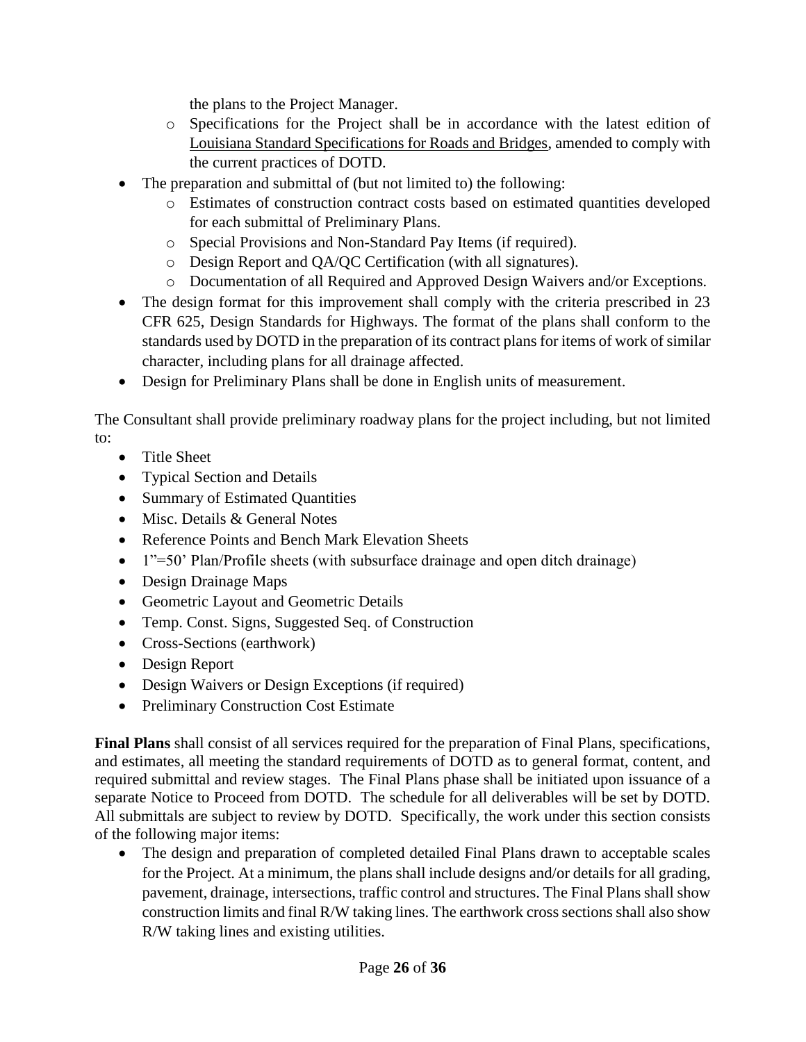the plans to the Project Manager.

  - Specifications for the Project shall be in accordance with the latest edition of Louisiana Standard Specifications for Roads and Bridges, amended to comply with the current practices of DOTD.
- The preparation and submittal of (but not limited to) the following:
  - Estimates of construction contract costs based on estimated quantities developed for each submittal of Preliminary Plans.
  - Special Provisions and Non-Standard Pay Items (if required).
  - Design Report and QA/QC Certification (with all signatures).
  - Documentation of all Required and Approved Design Waivers and/or Exceptions.
- The design format for this improvement shall comply with the criteria prescribed in 23 CFR 625, Design Standards for Highways. The format of the plans shall conform to the standards used by DOTD in the preparation of its contract plans for items of work of similar character, including plans for all drainage affected.
- Design for Preliminary Plans shall be done in English units of measurement.

The Consultant shall provide preliminary roadway plans for the project including, but not limited to:

- Title Sheet
- Typical Section and Details
- Summary of Estimated Quantities
- Misc. Details & General Notes
- Reference Points and Bench Mark Elevation Sheets
- 1"=50' Plan/Profile sheets (with subsurface drainage and open ditch drainage)
- Design Drainage Maps
- Geometric Layout and Geometric Details
- Temp. Const. Signs, Suggested Seq. of Construction
- Cross-Sections (earthwork)
- Design Report
- Design Waivers or Design Exceptions (if required)
- Preliminary Construction Cost Estimate

**Final Plans** shall consist of all services required for the preparation of Final Plans, specifications, and estimates, all meeting the standard requirements of DOTD as to general format, content, and required submittal and review stages. The Final Plans phase shall be initiated upon issuance of a separate Notice to Proceed from DOTD. The schedule for all deliverables will be set by DOTD. All submittals are subject to review by DOTD. Specifically, the work under this section consists of the following major items:

- The design and preparation of completed detailed Final Plans drawn to acceptable scales for the Project. At a minimum, the plans shall include designs and/or details for all grading, pavement, drainage, intersections, traffic control and structures. The Final Plans shall show construction limits and final R/W taking lines. The earthwork cross sections shall also show R/W taking lines and existing utilities.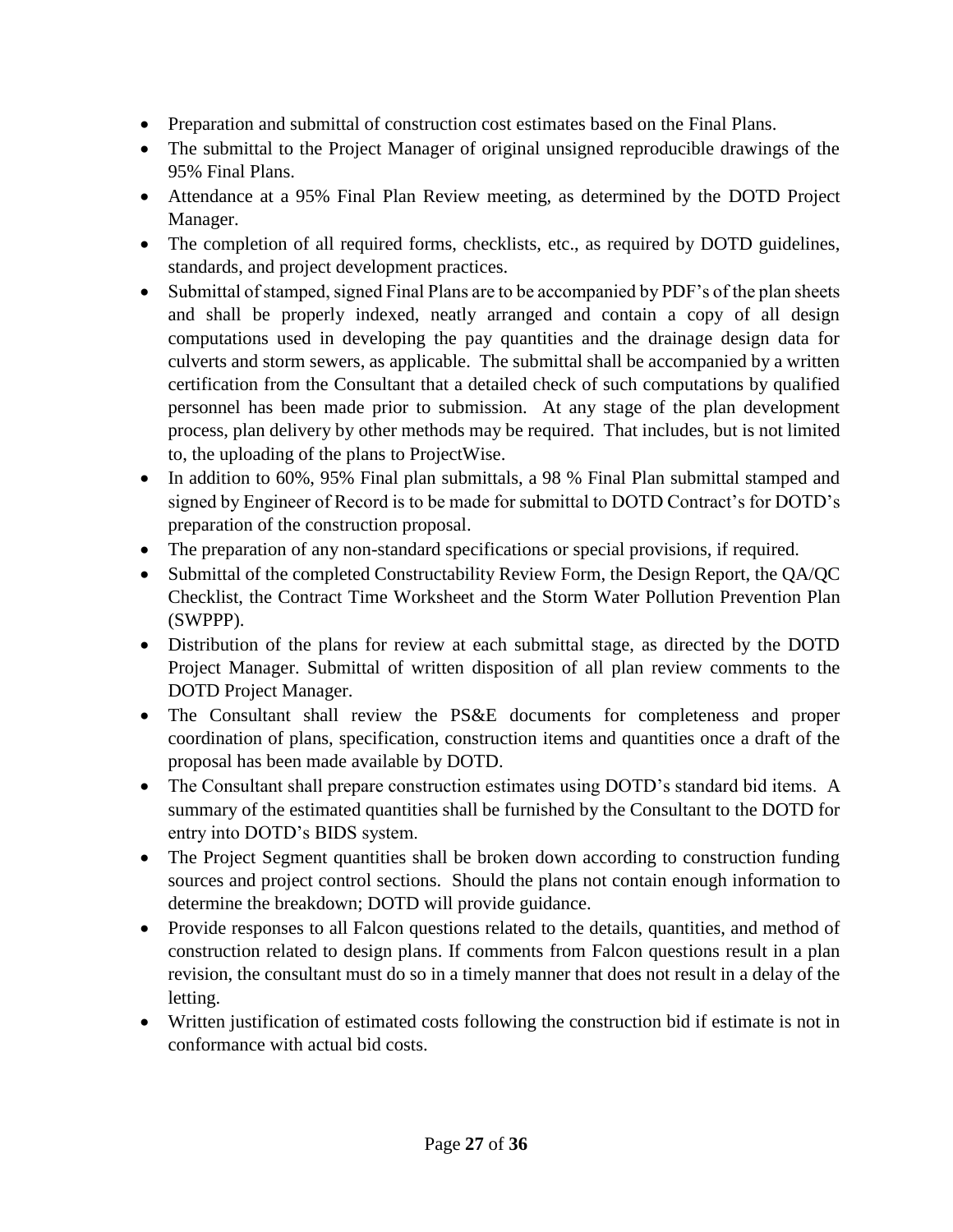- Preparation and submittal of construction cost estimates based on the Final Plans.
- The submittal to the Project Manager of original unsigned reproducible drawings of the 95% Final Plans.
- Attendance at a 95% Final Plan Review meeting, as determined by the DOTD Project Manager.
- The completion of all required forms, checklists, etc., as required by DOTD guidelines, standards, and project development practices.
- Submittal of stamped, signed Final Plans are to be accompanied by PDF's of the plan sheets and shall be properly indexed, neatly arranged and contain a copy of all design computations used in developing the pay quantities and the drainage design data for culverts and storm sewers, as applicable. The submittal shall be accompanied by a written certification from the Consultant that a detailed check of such computations by qualified personnel has been made prior to submission. At any stage of the plan development process, plan delivery by other methods may be required. That includes, but is not limited to, the uploading of the plans to ProjectWise.
- In addition to 60%, 95% Final plan submittals, a 98 % Final Plan submittal stamped and signed by Engineer of Record is to be made for submittal to DOTD Contract's for DOTD's preparation of the construction proposal.
- The preparation of any non-standard specifications or special provisions, if required.
- Submittal of the completed Constructability Review Form, the Design Report, the QA/QC Checklist, the Contract Time Worksheet and the Storm Water Pollution Prevention Plan (SWPPP).
- Distribution of the plans for review at each submittal stage, as directed by the DOTD Project Manager. Submittal of written disposition of all plan review comments to the DOTD Project Manager.
- The Consultant shall review the PS&E documents for completeness and proper coordination of plans, specification, construction items and quantities once a draft of the proposal has been made available by DOTD.
- The Consultant shall prepare construction estimates using DOTD's standard bid items. A summary of the estimated quantities shall be furnished by the Consultant to the DOTD for entry into DOTD's BIDS system.
- The Project Segment quantities shall be broken down according to construction funding sources and project control sections. Should the plans not contain enough information to determine the breakdown; DOTD will provide guidance.
- Provide responses to all Falcon questions related to the details, quantities, and method of construction related to design plans. If comments from Falcon questions result in a plan revision, the consultant must do so in a timely manner that does not result in a delay of the letting.
- Written justification of estimated costs following the construction bid if estimate is not in conformance with actual bid costs.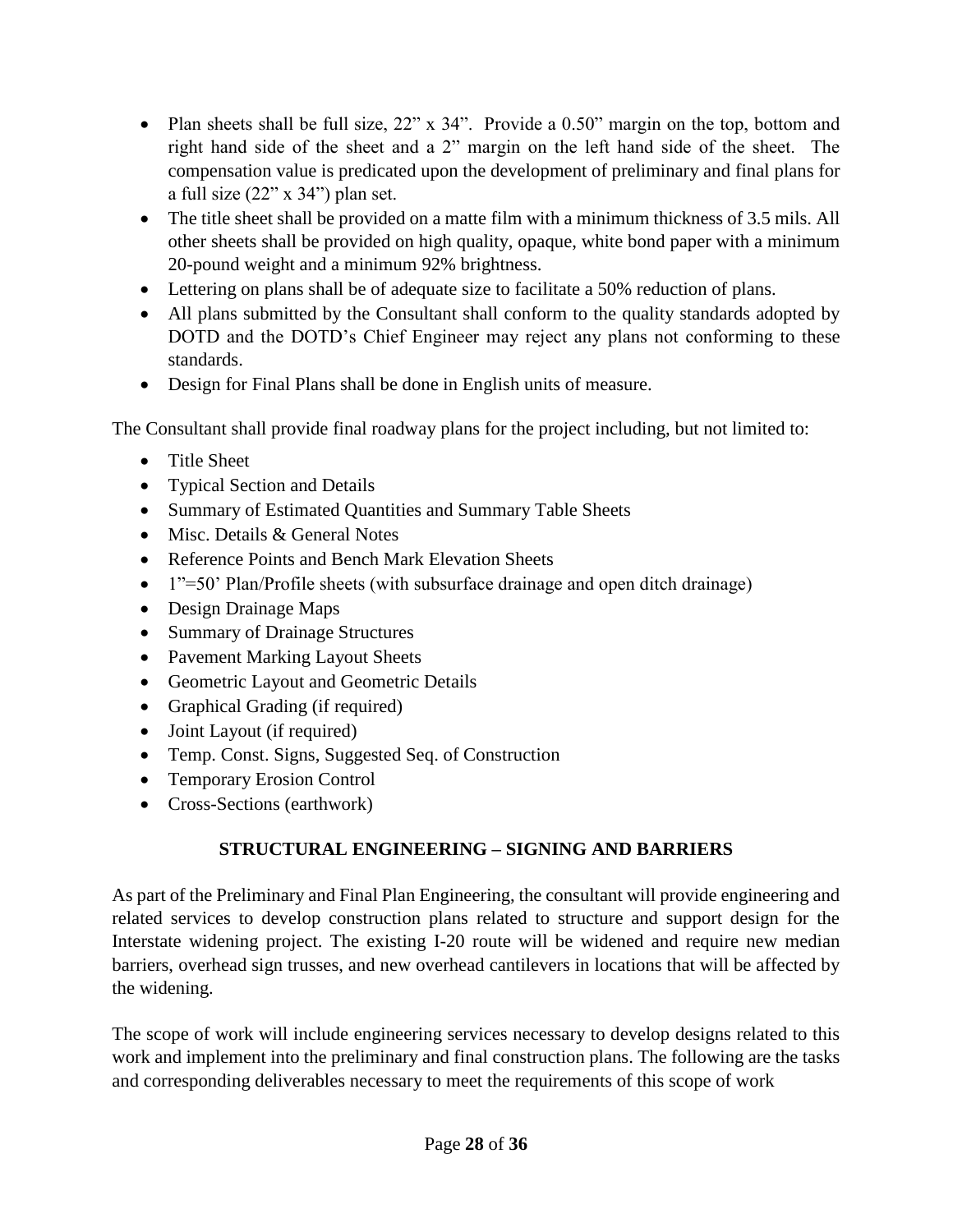- Plan sheets shall be full size, 22" x 34". Provide a 0.50" margin on the top, bottom and right hand side of the sheet and a 2" margin on the left hand side of the sheet. The compensation value is predicated upon the development of preliminary and final plans for a full size (22" x 34") plan set.
- The title sheet shall be provided on a matte film with a minimum thickness of 3.5 mils. All other sheets shall be provided on high quality, opaque, white bond paper with a minimum 20-pound weight and a minimum 92% brightness.
- Lettering on plans shall be of adequate size to facilitate a 50% reduction of plans.
- All plans submitted by the Consultant shall conform to the quality standards adopted by DOTD and the DOTD's Chief Engineer may reject any plans not conforming to these standards.
- Design for Final Plans shall be done in English units of measure.

The Consultant shall provide final roadway plans for the project including, but not limited to:

- Title Sheet
- Typical Section and Details
- Summary of Estimated Quantities and Summary Table Sheets
- Misc. Details & General Notes
- Reference Points and Bench Mark Elevation Sheets
- 1"=50' Plan/Profile sheets (with subsurface drainage and open ditch drainage)
- Design Drainage Maps
- Summary of Drainage Structures
- Pavement Marking Layout Sheets
- Geometric Layout and Geometric Details
- Graphical Grading (if required)
- Joint Layout (if required)
- Temp. Const. Signs, Suggested Seq. of Construction
- Temporary Erosion Control
- Cross-Sections (earthwork)

## STRUCTURAL ENGINEERING – SIGNING AND BARRIERS

As part of the Preliminary and Final Plan Engineering, the consultant will provide engineering and related services to develop construction plans related to structure and support design for the Interstate widening project. The existing I-20 route will be widened and require new median barriers, overhead sign trusses, and new overhead cantilevers in locations that will be affected by the widening.

The scope of work will include engineering services necessary to develop designs related to this work and implement into the preliminary and final construction plans. The following are the tasks and corresponding deliverables necessary to meet the requirements of this scope of work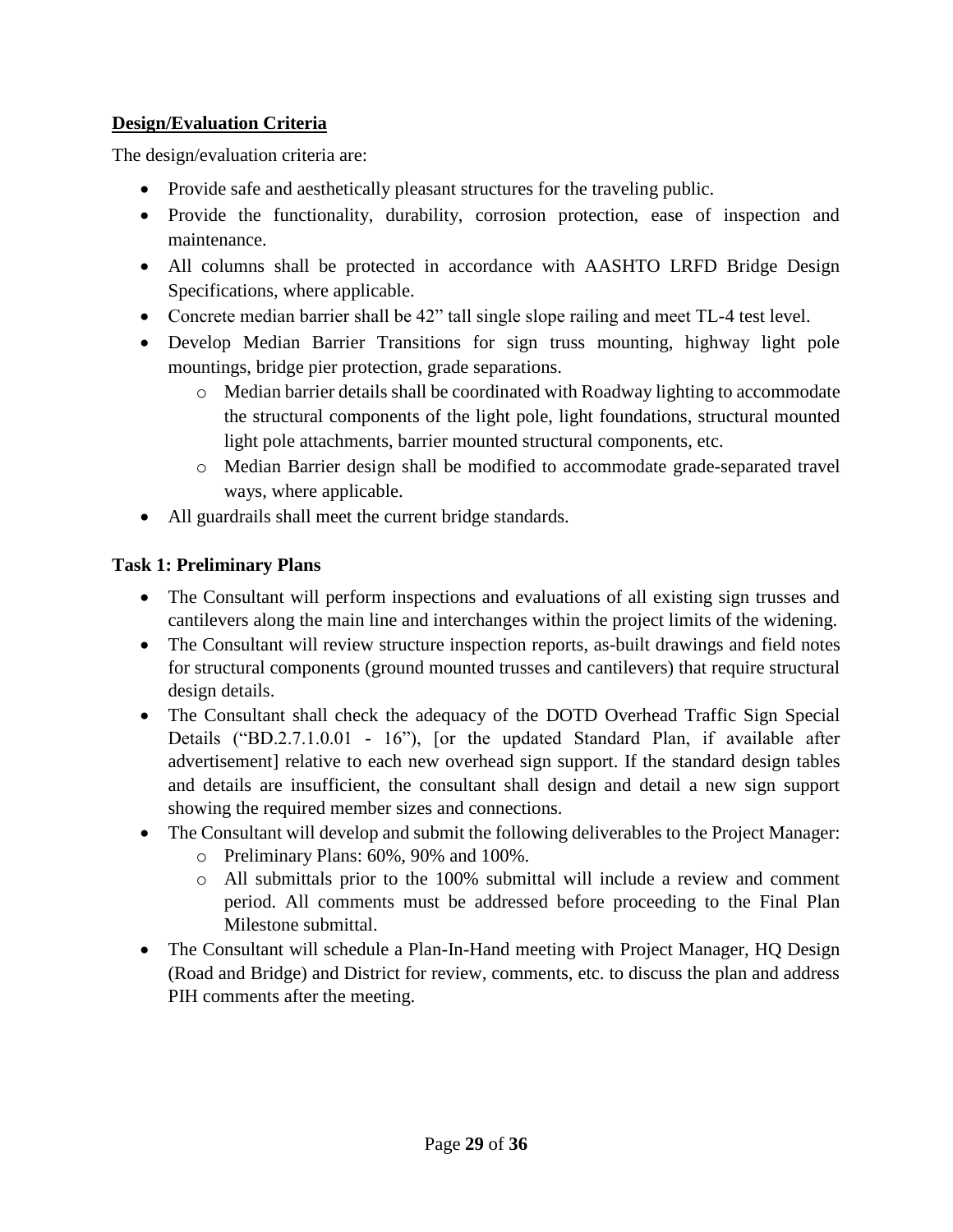## Design/Evaluation Criteria

The design/evaluation criteria are:

- Provide safe and aesthetically pleasant structures for the traveling public.
- Provide the functionality, durability, corrosion protection, ease of inspection and maintenance.
- All columns shall be protected in accordance with AASHTO LRFD Bridge Design Specifications, where applicable.
- Concrete median barrier shall be 42" tall single slope railing and meet TL-4 test level.
- Develop Median Barrier Transitions for sign truss mounting, highway light pole mountings, bridge pier protection, grade separations.
  - Median barrier details shall be coordinated with Roadway lighting to accommodate the structural components of the light pole, light foundations, structural mounted light pole attachments, barrier mounted structural components, etc.
  - Median Barrier design shall be modified to accommodate grade-separated travel ways, where applicable.
- All guardrails shall meet the current bridge standards.

### Task 1: Preliminary Plans

- The Consultant will perform inspections and evaluations of all existing sign trusses and cantilevers along the main line and interchanges within the project limits of the widening.
- The Consultant will review structure inspection reports, as-built drawings and field notes for structural components (ground mounted trusses and cantilevers) that require structural design details.
- The Consultant shall check the adequacy of the DOTD Overhead Traffic Sign Special Details ("BD.2.7.1.0.01 - 16"), [or the updated Standard Plan, if available after advertisement] relative to each new overhead sign support. If the standard design tables and details are insufficient, the consultant shall design and detail a new sign support showing the required member sizes and connections.
- The Consultant will develop and submit the following deliverables to the Project Manager:
  - Preliminary Plans: 60%, 90% and 100%.
  - All submittals prior to the 100% submittal will include a review and comment period. All comments must be addressed before proceeding to the Final Plan Milestone submittal.
- The Consultant will schedule a Plan-In-Hand meeting with Project Manager, HQ Design (Road and Bridge) and District for review, comments, etc. to discuss the plan and address PIH comments after the meeting.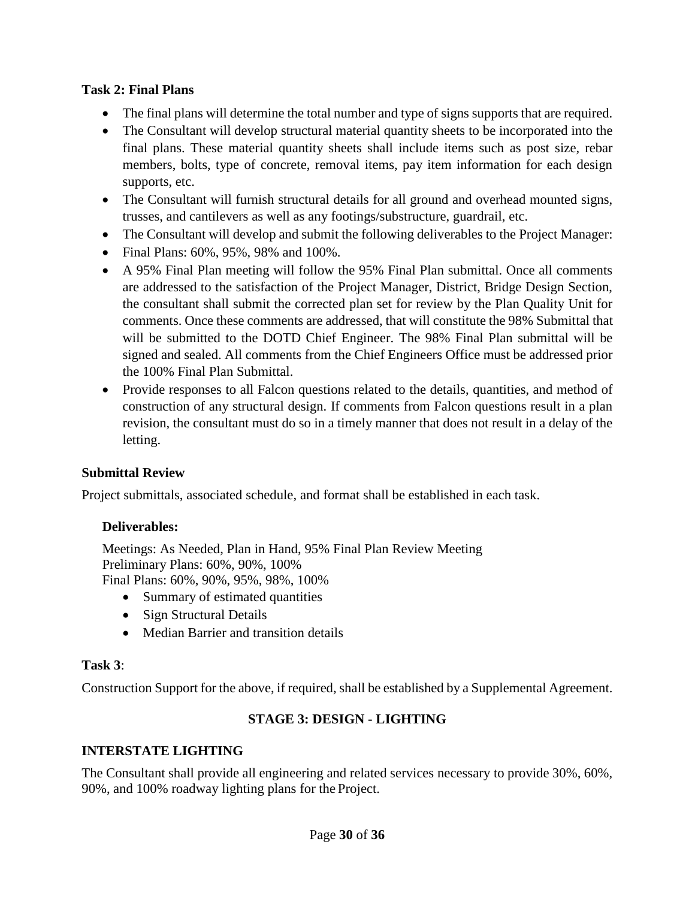**Task 2: Final Plans**

- The final plans will determine the total number and type of signs supports that are required.
- The Consultant will develop structural material quantity sheets to be incorporated into the final plans. These material quantity sheets shall include items such as post size, rebar members, bolts, type of concrete, removal items, pay item information for each design supports, etc.
- The Consultant will furnish structural details for all ground and overhead mounted signs, trusses, and cantilevers as well as any footings/substructure, guardrail, etc.
- The Consultant will develop and submit the following deliverables to the Project Manager:
- Final Plans: 60%, 95%, 98% and 100%.
- A 95% Final Plan meeting will follow the 95% Final Plan submittal. Once all comments are addressed to the satisfaction of the Project Manager, District, Bridge Design Section, the consultant shall submit the corrected plan set for review by the Plan Quality Unit for comments. Once these comments are addressed, that will constitute the 98% Submittal that will be submitted to the DOTD Chief Engineer. The 98% Final Plan submittal will be signed and sealed. All comments from the Chief Engineers Office must be addressed prior the 100% Final Plan Submittal.
- Provide responses to all Falcon questions related to the details, quantities, and method of construction of any structural design. If comments from Falcon questions result in a plan revision, the consultant must do so in a timely manner that does not result in a delay of the letting.

**Submittal Review**

Project submittals, associated schedule, and format shall be established in each task.

**Deliverables:**

Meetings: As Needed, Plan in Hand, 95% Final Plan Review Meeting
Preliminary Plans: 60%, 90%, 100%
Final Plans: 60%, 90%, 95%, 98%, 100%

- Summary of estimated quantities
- Sign Structural Details
- Median Barrier and transition details

**Task 3**:

Construction Support for the above, if required, shall be established by a Supplemental Agreement.

## STAGE 3: DESIGN - LIGHTING

### INTERSTATE LIGHTING

The Consultant shall provide all engineering and related services necessary to provide 30%, 60%, 90%, and 100% roadway lighting plans for the Project.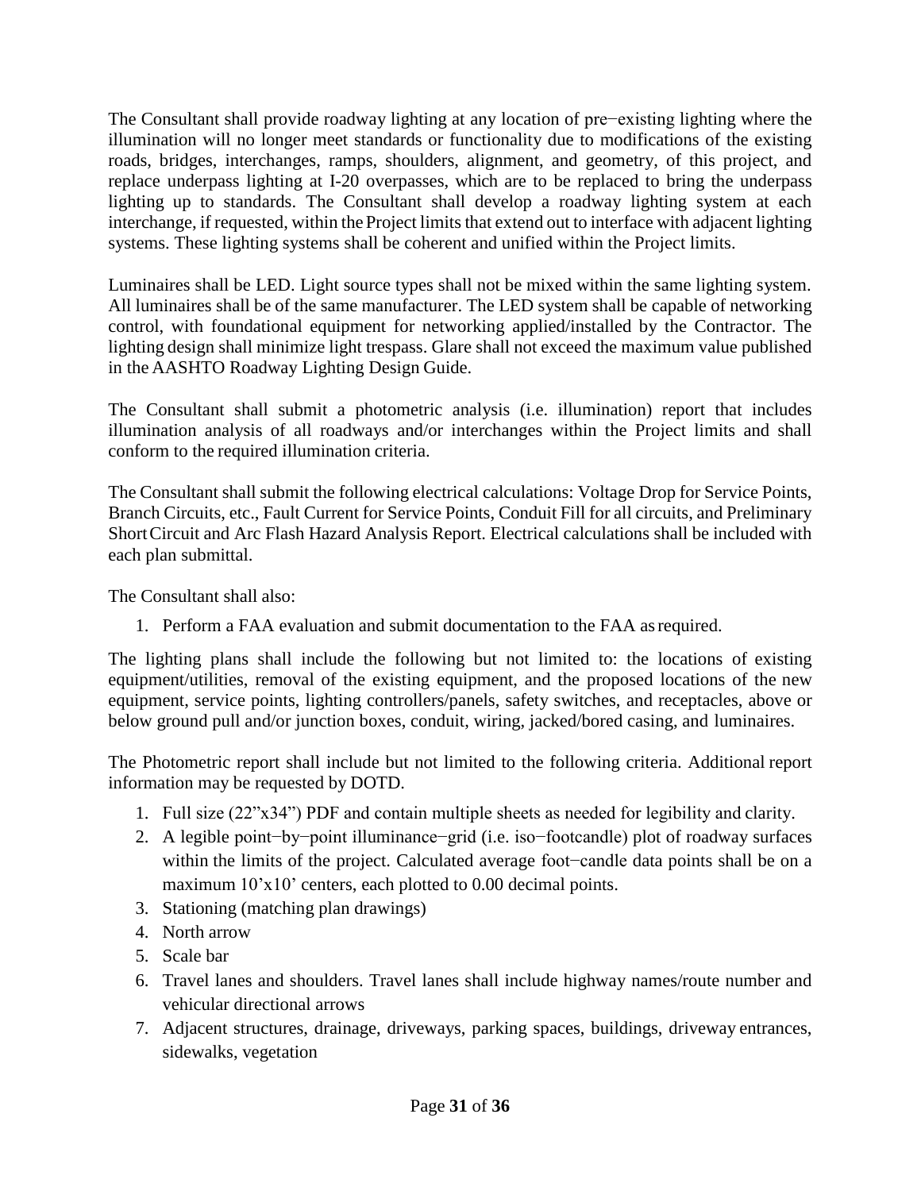The Consultant shall provide roadway lighting at any location of pre−existing lighting where the illumination will no longer meet standards or functionality due to modifications of the existing roads, bridges, interchanges, ramps, shoulders, alignment, and geometry, of this project, and replace underpass lighting at I-20 overpasses, which are to be replaced to bring the underpass lighting up to standards. The Consultant shall develop a roadway lighting system at each interchange, if requested, within the Project limits that extend out to interface with adjacent lighting systems. These lighting systems shall be coherent and unified within the Project limits.

Luminaires shall be LED. Light source types shall not be mixed within the same lighting system. All luminaires shall be of the same manufacturer. The LED system shall be capable of networking control, with foundational equipment for networking applied/installed by the Contractor. The lighting design shall minimize light trespass. Glare shall not exceed the maximum value published in the AASHTO Roadway Lighting Design Guide.

The Consultant shall submit a photometric analysis (i.e. illumination) report that includes illumination analysis of all roadways and/or interchanges within the Project limits and shall conform to the required illumination criteria.

The Consultant shall submit the following electrical calculations: Voltage Drop for Service Points, Branch Circuits, etc., Fault Current for Service Points, Conduit Fill for all circuits, and Preliminary Short Circuit and Arc Flash Hazard Analysis Report. Electrical calculations shall be included with each plan submittal.

The Consultant shall also:

1. Perform a FAA evaluation and submit documentation to the FAA as required.

The lighting plans shall include the following but not limited to: the locations of existing equipment/utilities, removal of the existing equipment, and the proposed locations of the new equipment, service points, lighting controllers/panels, safety switches, and receptacles, above or below ground pull and/or junction boxes, conduit, wiring, jacked/bored casing, and luminaires.

The Photometric report shall include but not limited to the following criteria. Additional report information may be requested by DOTD.

1. Full size (22"x34") PDF and contain multiple sheets as needed for legibility and clarity.
2. A legible point−by−point illuminance−grid (i.e. iso−footcandle) plot of roadway surfaces within the limits of the project. Calculated average foot−candle data points shall be on a maximum 10'x10' centers, each plotted to 0.00 decimal points.
3. Stationing (matching plan drawings)
4. North arrow
5. Scale bar
6. Travel lanes and shoulders. Travel lanes shall include highway names/route number and vehicular directional arrows
7. Adjacent structures, drainage, driveways, parking spaces, buildings, driveway entrances, sidewalks, vegetation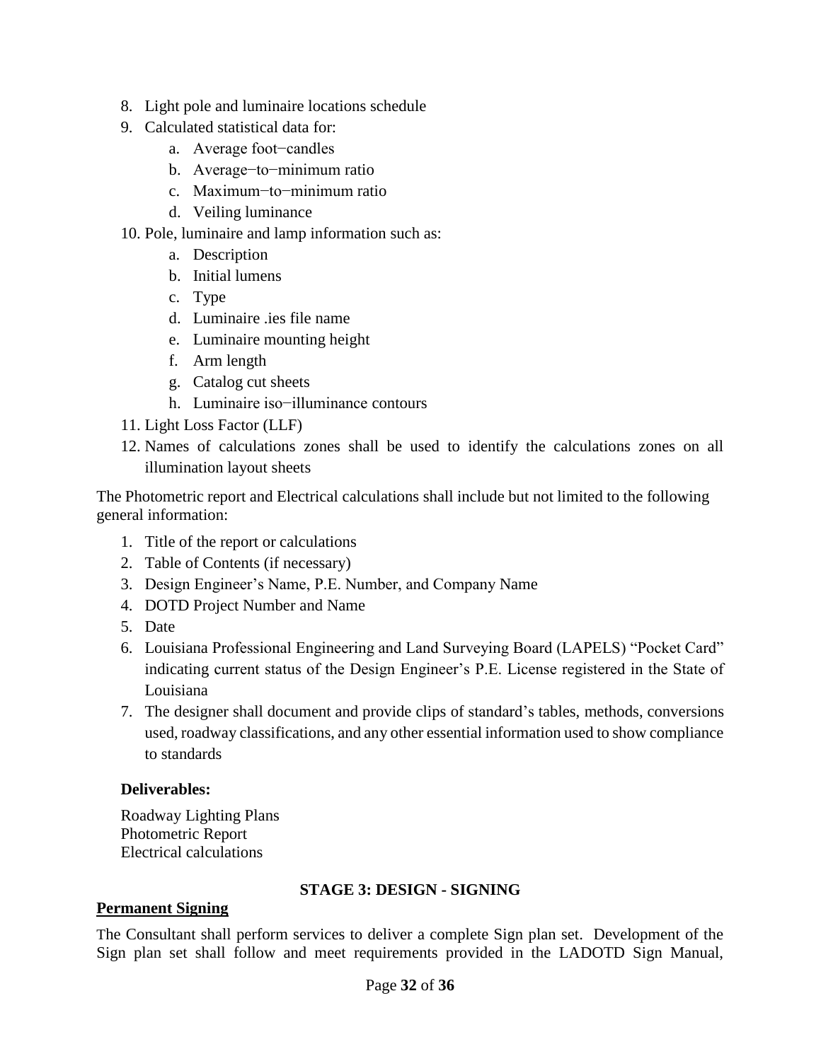8. Light pole and luminaire locations schedule
9. Calculated statistical data for:
   a. Average foot−candles
   b. Average−to−minimum ratio
   c. Maximum−to−minimum ratio
   d. Veiling luminance
10. Pole, luminaire and lamp information such as:
    a. Description
    b. Initial lumens
    c. Type
    d. Luminaire .ies file name
    e. Luminaire mounting height
    f. Arm length
    g. Catalog cut sheets
    h. Luminaire iso−illuminance contours
11. Light Loss Factor (LLF)
12. Names of calculations zones shall be used to identify the calculations zones on all illumination layout sheets

The Photometric report and Electrical calculations shall include but not limited to the following general information:

1. Title of the report or calculations
2. Table of Contents (if necessary)
3. Design Engineer's Name, P.E. Number, and Company Name
4. DOTD Project Number and Name
5. Date
6. Louisiana Professional Engineering and Land Surveying Board (LAPELS) "Pocket Card" indicating current status of the Design Engineer's P.E. License registered in the State of Louisiana
7. The designer shall document and provide clips of standard's tables, methods, conversions used, roadway classifications, and any other essential information used to show compliance to standards

**Deliverables:**

Roadway Lighting Plans
Photometric Report
Electrical calculations

## STAGE 3: DESIGN - SIGNING

### Permanent Signing

The Consultant shall perform services to deliver a complete Sign plan set. Development of the Sign plan set shall follow and meet requirements provided in the LADOTD Sign Manual,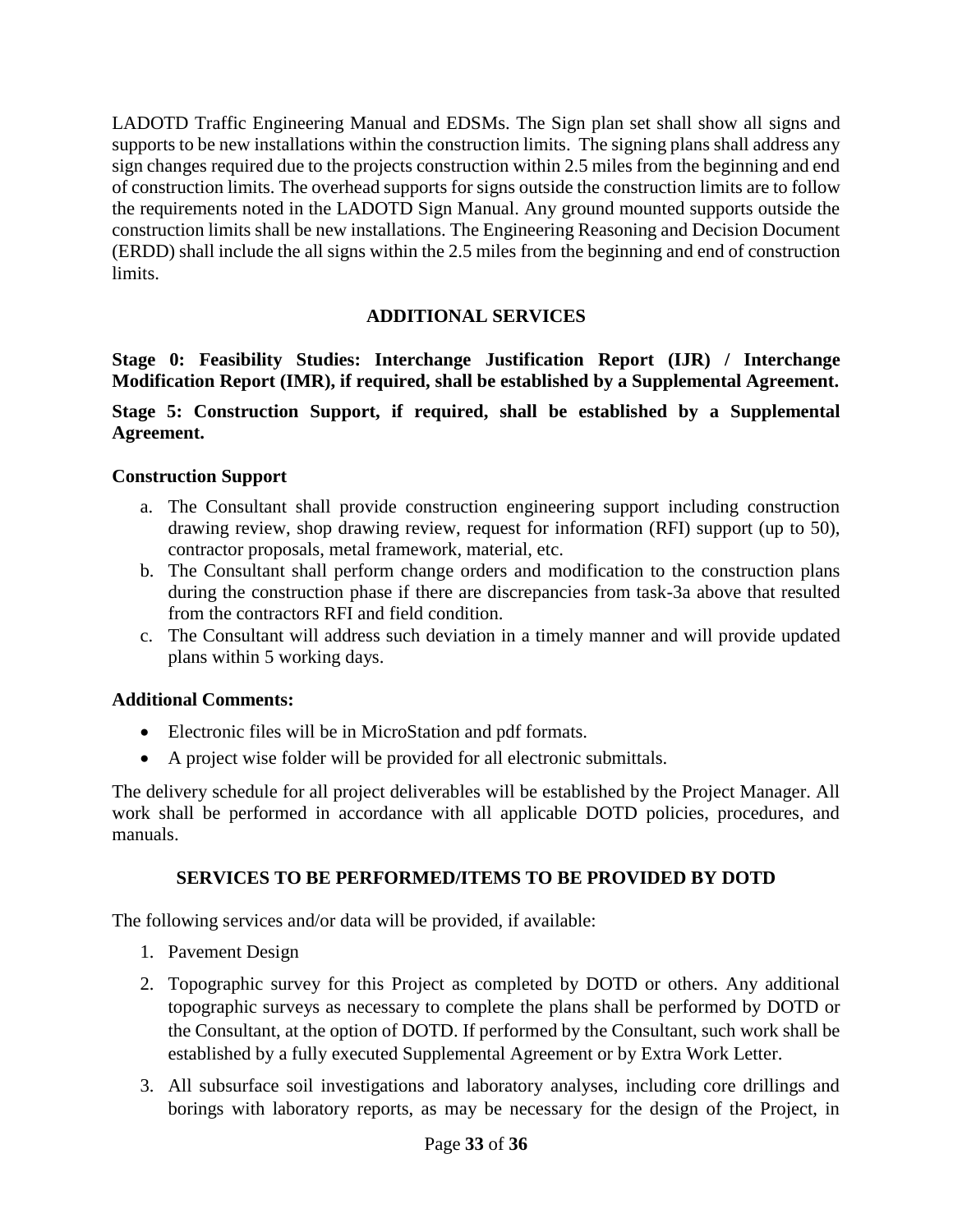LADOTD Traffic Engineering Manual and EDSMs. The Sign plan set shall show all signs and supports to be new installations within the construction limits. The signing plans shall address any sign changes required due to the projects construction within 2.5 miles from the beginning and end of construction limits. The overhead supports for signs outside the construction limits are to follow the requirements noted in the LADOTD Sign Manual. Any ground mounted supports outside the construction limits shall be new installations. The Engineering Reasoning and Decision Document (ERDD) shall include the all signs within the 2.5 miles from the beginning and end of construction limits.

## ADDITIONAL SERVICES

**Stage 0: Feasibility Studies: Interchange Justification Report (IJR) / Interchange Modification Report (IMR), if required, shall be established by a Supplemental Agreement.**

**Stage 5: Construction Support, if required, shall be established by a Supplemental Agreement.**

### Construction Support

a. The Consultant shall provide construction engineering support including construction drawing review, shop drawing review, request for information (RFI) support (up to 50), contractor proposals, metal framework, material, etc.
b. The Consultant shall perform change orders and modification to the construction plans during the construction phase if there are discrepancies from task-3a above that resulted from the contractors RFI and field condition.
c. The Consultant will address such deviation in a timely manner and will provide updated plans within 5 working days.

### Additional Comments:

- Electronic files will be in MicroStation and pdf formats.
- A project wise folder will be provided for all electronic submittals.

The delivery schedule for all project deliverables will be established by the Project Manager. All work shall be performed in accordance with all applicable DOTD policies, procedures, and manuals.

## SERVICES TO BE PERFORMED/ITEMS TO BE PROVIDED BY DOTD

The following services and/or data will be provided, if available:

1. Pavement Design
2. Topographic survey for this Project as completed by DOTD or others. Any additional topographic surveys as necessary to complete the plans shall be performed by DOTD or the Consultant, at the option of DOTD. If performed by the Consultant, such work shall be established by a fully executed Supplemental Agreement or by Extra Work Letter.
3. All subsurface soil investigations and laboratory analyses, including core drillings and borings with laboratory reports, as may be necessary for the design of the Project, in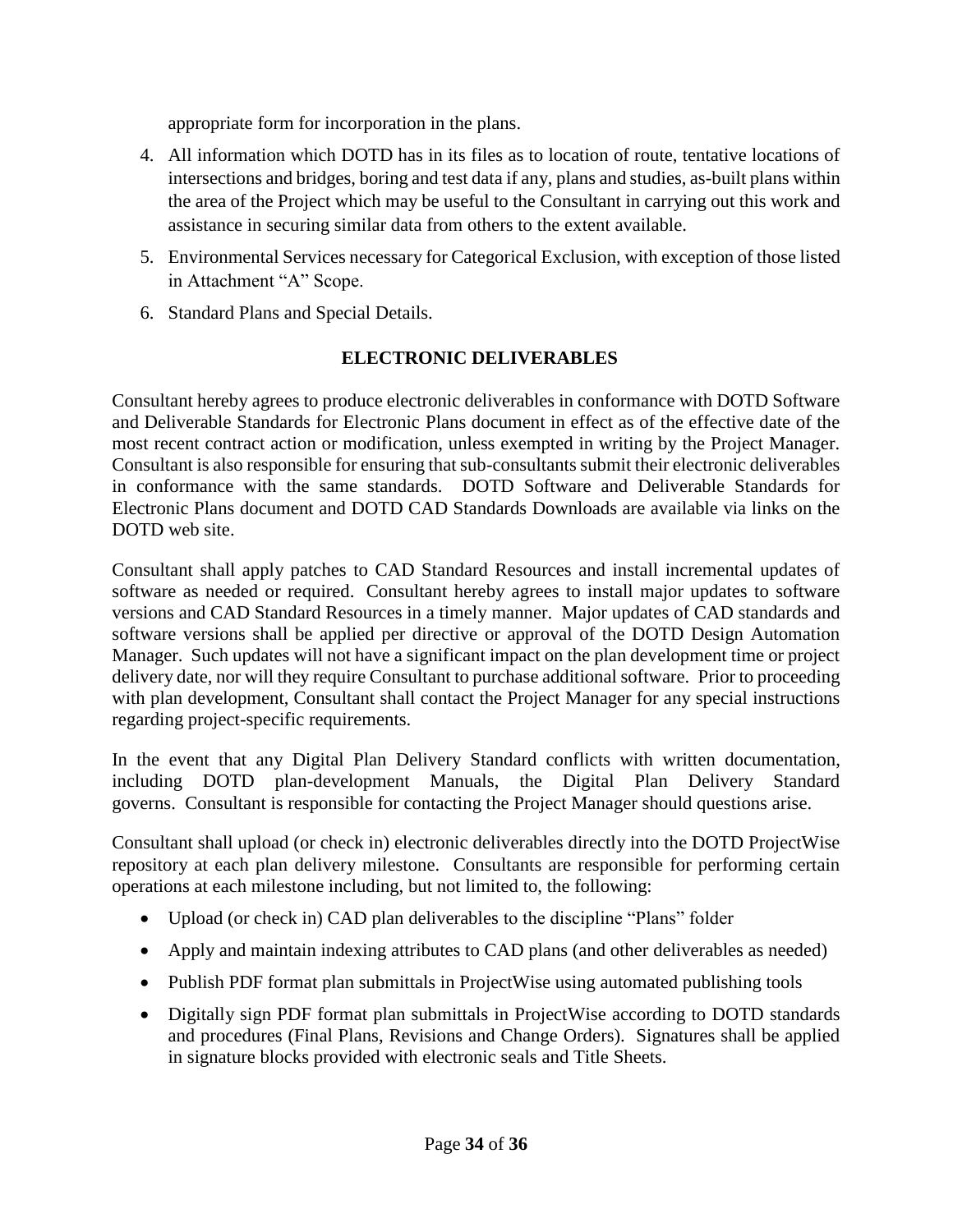appropriate form for incorporation in the plans.

4. All information which DOTD has in its files as to location of route, tentative locations of intersections and bridges, boring and test data if any, plans and studies, as-built plans within the area of the Project which may be useful to the Consultant in carrying out this work and assistance in securing similar data from others to the extent available.
5. Environmental Services necessary for Categorical Exclusion, with exception of those listed in Attachment "A" Scope.
6. Standard Plans and Special Details.

## ELECTRONIC DELIVERABLES

Consultant hereby agrees to produce electronic deliverables in conformance with DOTD Software and Deliverable Standards for Electronic Plans document in effect as of the effective date of the most recent contract action or modification, unless exempted in writing by the Project Manager. Consultant is also responsible for ensuring that sub-consultants submit their electronic deliverables in conformance with the same standards. DOTD Software and Deliverable Standards for Electronic Plans document and DOTD CAD Standards Downloads are available via links on the DOTD web site.

Consultant shall apply patches to CAD Standard Resources and install incremental updates of software as needed or required. Consultant hereby agrees to install major updates to software versions and CAD Standard Resources in a timely manner. Major updates of CAD standards and software versions shall be applied per directive or approval of the DOTD Design Automation Manager. Such updates will not have a significant impact on the plan development time or project delivery date, nor will they require Consultant to purchase additional software. Prior to proceeding with plan development, Consultant shall contact the Project Manager for any special instructions regarding project-specific requirements.

In the event that any Digital Plan Delivery Standard conflicts with written documentation, including DOTD plan-development Manuals, the Digital Plan Delivery Standard governs. Consultant is responsible for contacting the Project Manager should questions arise.

Consultant shall upload (or check in) electronic deliverables directly into the DOTD ProjectWise repository at each plan delivery milestone. Consultants are responsible for performing certain operations at each milestone including, but not limited to, the following:

- Upload (or check in) CAD plan deliverables to the discipline "Plans" folder
- Apply and maintain indexing attributes to CAD plans (and other deliverables as needed)
- Publish PDF format plan submittals in ProjectWise using automated publishing tools
- Digitally sign PDF format plan submittals in ProjectWise according to DOTD standards and procedures (Final Plans, Revisions and Change Orders). Signatures shall be applied in signature blocks provided with electronic seals and Title Sheets.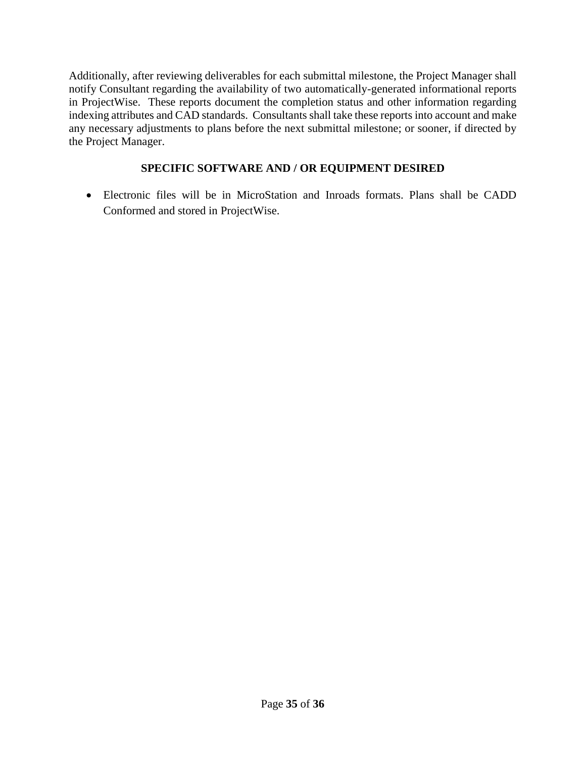Additionally, after reviewing deliverables for each submittal milestone, the Project Manager shall notify Consultant regarding the availability of two automatically-generated informational reports in ProjectWise. These reports document the completion status and other information regarding indexing attributes and CAD standards. Consultants shall take these reports into account and make any necessary adjustments to plans before the next submittal milestone; or sooner, if directed by the Project Manager.

## SPECIFIC SOFTWARE AND / OR EQUIPMENT DESIRED

- Electronic files will be in MicroStation and Inroads formats. Plans shall be CADD Conformed and stored in ProjectWise.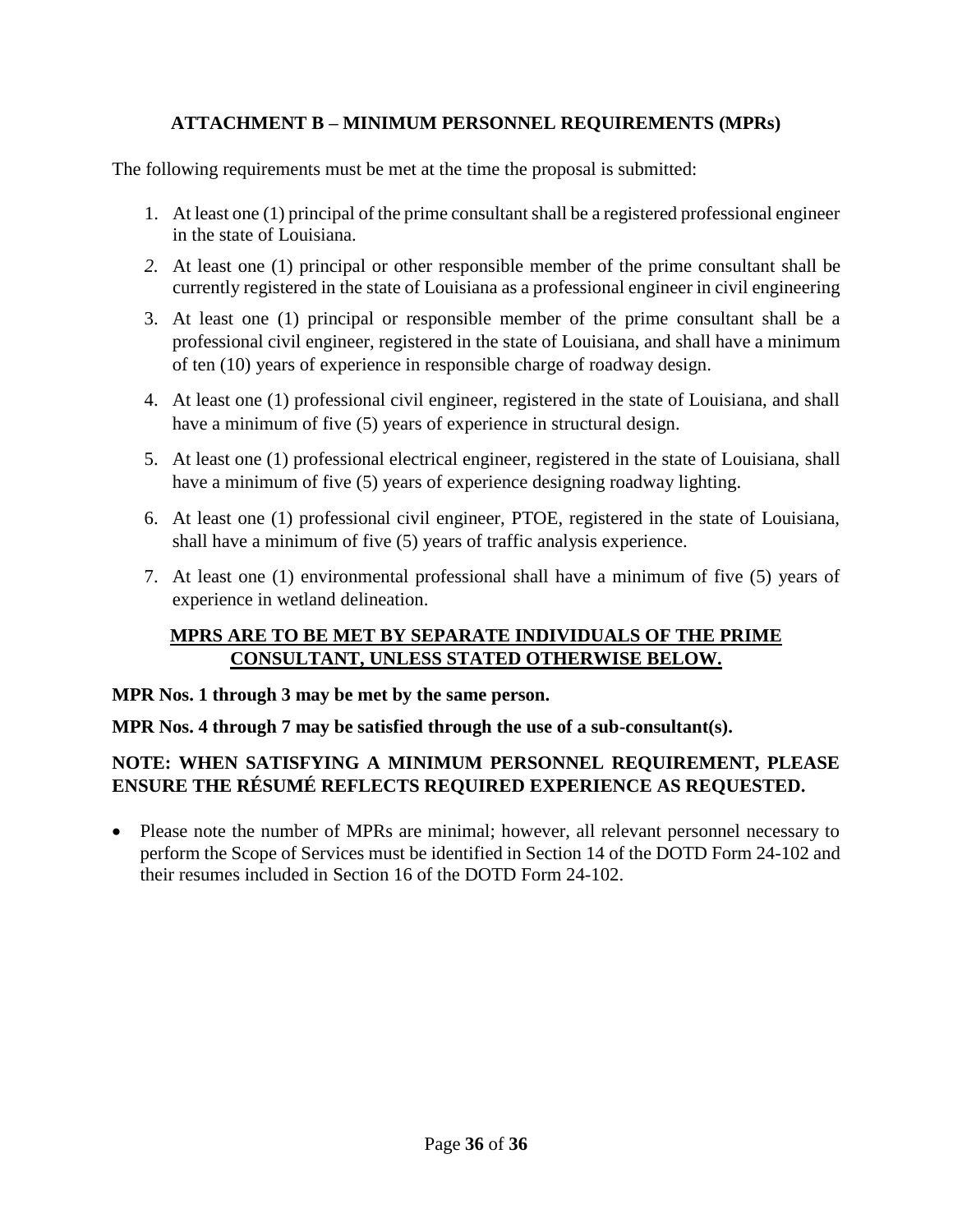## ATTACHMENT B – MINIMUM PERSONNEL REQUIREMENTS (MPRs)

The following requirements must be met at the time the proposal is submitted:

1. At least one (1) principal of the prime consultant shall be a registered professional engineer in the state of Louisiana.
2. At least one (1) principal or other responsible member of the prime consultant shall be currently registered in the state of Louisiana as a professional engineer in civil engineering
3. At least one (1) principal or responsible member of the prime consultant shall be a professional civil engineer, registered in the state of Louisiana, and shall have a minimum of ten (10) years of experience in responsible charge of roadway design.
4. At least one (1) professional civil engineer, registered in the state of Louisiana, and shall have a minimum of five (5) years of experience in structural design.
5. At least one (1) professional electrical engineer, registered in the state of Louisiana, shall have a minimum of five (5) years of experience designing roadway lighting.
6. At least one (1) professional civil engineer, PTOE, registered in the state of Louisiana, shall have a minimum of five (5) years of traffic analysis experience.
7. At least one (1) environmental professional shall have a minimum of five (5) years of experience in wetland delineation.

**MPRS ARE TO BE MET BY SEPARATE INDIVIDUALS OF THE PRIME CONSULTANT, UNLESS STATED OTHERWISE BELOW.**

**MPR Nos. 1 through 3 may be met by the same person.**

**MPR Nos. 4 through 7 may be satisfied through the use of a sub-consultant(s).**

**NOTE: WHEN SATISFYING A MINIMUM PERSONNEL REQUIREMENT, PLEASE ENSURE THE RÉSUMÉ REFLECTS REQUIRED EXPERIENCE AS REQUESTED.**

- Please note the number of MPRs are minimal; however, all relevant personnel necessary to perform the Scope of Services must be identified in Section 14 of the DOTD Form 24-102 and their resumes included in Section 16 of the DOTD Form 24-102.